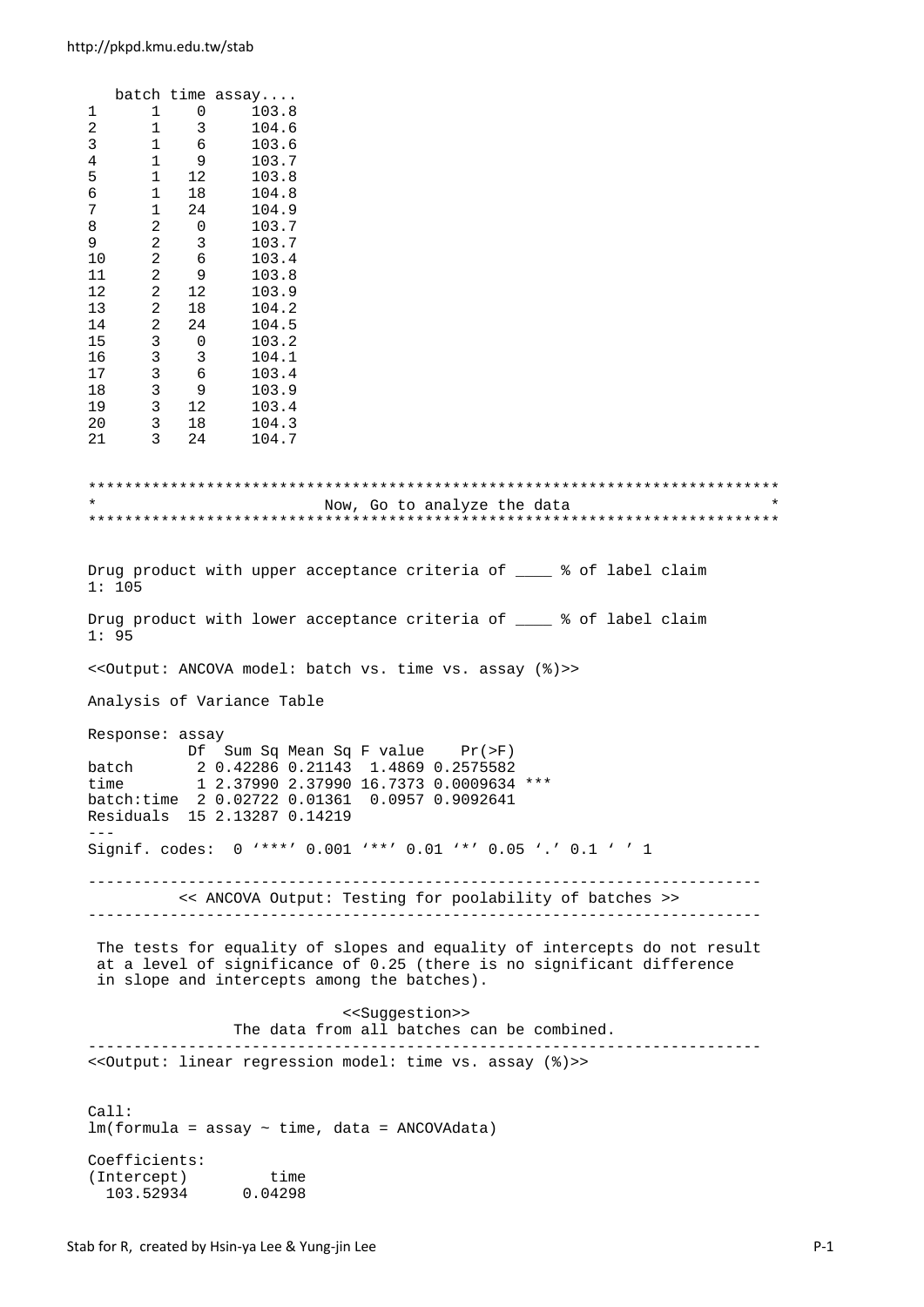```
   batch time assay....
1      1    0     103.8
2      1    3     104.6
3      1    6     103.6
4      1    9     103.7
5      1   12     103.8
6      1   18     104.8
7      1   24     104.9
8      2    0     103.7
9      2    3     103.7
10     2    6     103.4
11     2    9     103.8
12     2   12     103.9
13     2   18     104.2
14     2   24     104.5
15     3    0     103.2
16     3    3     104.1
17     3    6     103.4
18     3    9     103.9
19     3   12     103.4
20     3   18     104.3
21     3   24     104.7


****************************************************************************
*                          Now, Go to analyze the data                      *
****************************************************************************


Drug product with upper acceptance criteria of ____ % of label claim
1: 105

Drug product with lower acceptance criteria of ____ % of label claim
1: 95

<<Output: ANCOVA model: batch vs. time vs. assay (%)>>

Analysis of Variance Table

Response: assay
           Df  Sum Sq Mean Sq F value    Pr(>F)
batch       2 0.42286 0.21143  1.4869 0.2575582
time        1 2.37990 2.37990 16.7373 0.0009634 ***
batch:time  2 0.02722 0.01361  0.0957 0.9092641
Residuals  15 2.13287 0.14219
---
Signif. codes:  0 '***' 0.001 '**' 0.01 '*' 0.05 '.' 0.1 ' ' 1

------------------------------------------------------------------------
          << ANCOVA Output: Testing for poolability of batches >>
------------------------------------------------------------------------

 The tests for equality of slopes and equality of intercepts do not result
 at a level of significance of 0.25 (there is no significant difference
 in slope and intercepts among the batches).

                          <<Suggestion>>
                The data from all batches can be combined.
------------------------------------------------------------------------
<<Output: linear regression model: time vs. assay (%)>>


Call:
lm(formula = assay ~ time, data = ANCOVAdata)

Coefficients:
(Intercept)         time
  103.52934      0.04298
```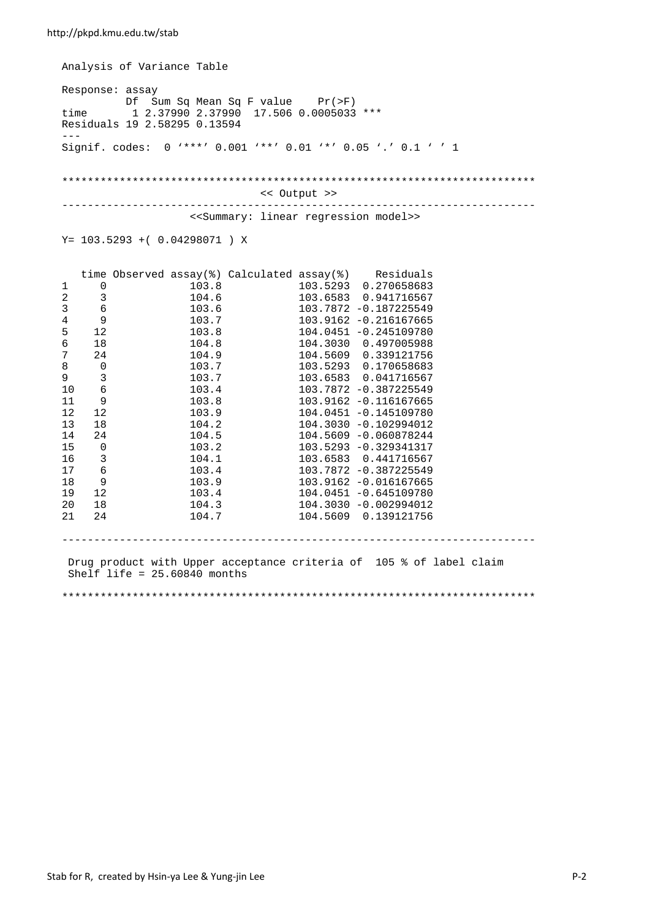```
Analysis of Variance Table

Response: assay
          Df  Sum Sq Mean Sq F value    Pr(>F)    
time       1 2.37990 2.37990  17.506 0.0005033 ***
Residuals 19 2.58295 0.13594                      
---
Signif. codes:  0 '***' 0.001 '**' 0.01 '*' 0.05 '.' 0.1 ' ' 1


**************************************************************************
                               << Output >>
--------------------------------------------------------------------------
                   <<Summary: linear regression model>>

Y= 103.5293 +( 0.04298071 ) X


   time Observed assay(%) Calculated assay(%)    Residuals
1     0             103.8            103.5293  0.270658683
2     3             104.6            103.6583  0.941716567
3     6             103.6            103.7872 -0.187225549
4     9             103.7            103.9162 -0.216167665
5    12             103.8            104.0451 -0.245109780
6    18             104.8            104.3030  0.497005988
7    24             104.9            104.5609  0.339121756
8     0             103.7            103.5293  0.170658683
9     3             103.7            103.6583  0.041716567
10    6             103.4            103.7872 -0.387225549
11    9             103.8            103.9162 -0.116167665
12   12             103.9            104.0451 -0.145109780
13   18             104.2            104.3030 -0.102994012
14   24             104.5            104.5609 -0.060878244
15    0             103.2            103.5293 -0.329341317
16    3             104.1            103.6583  0.441716567
17    6             103.4            103.7872 -0.387225549
18    9             103.9            103.9162 -0.016167665
19   12             103.4            104.0451 -0.645109780
20   18             104.3            104.3030 -0.002994012
21   24             104.7            104.5609  0.139121756

--------------------------------------------------------------------------

 Drug product with Upper acceptance criteria of  105 % of label claim
 Shelf life = 25.60840 months

**************************************************************************
```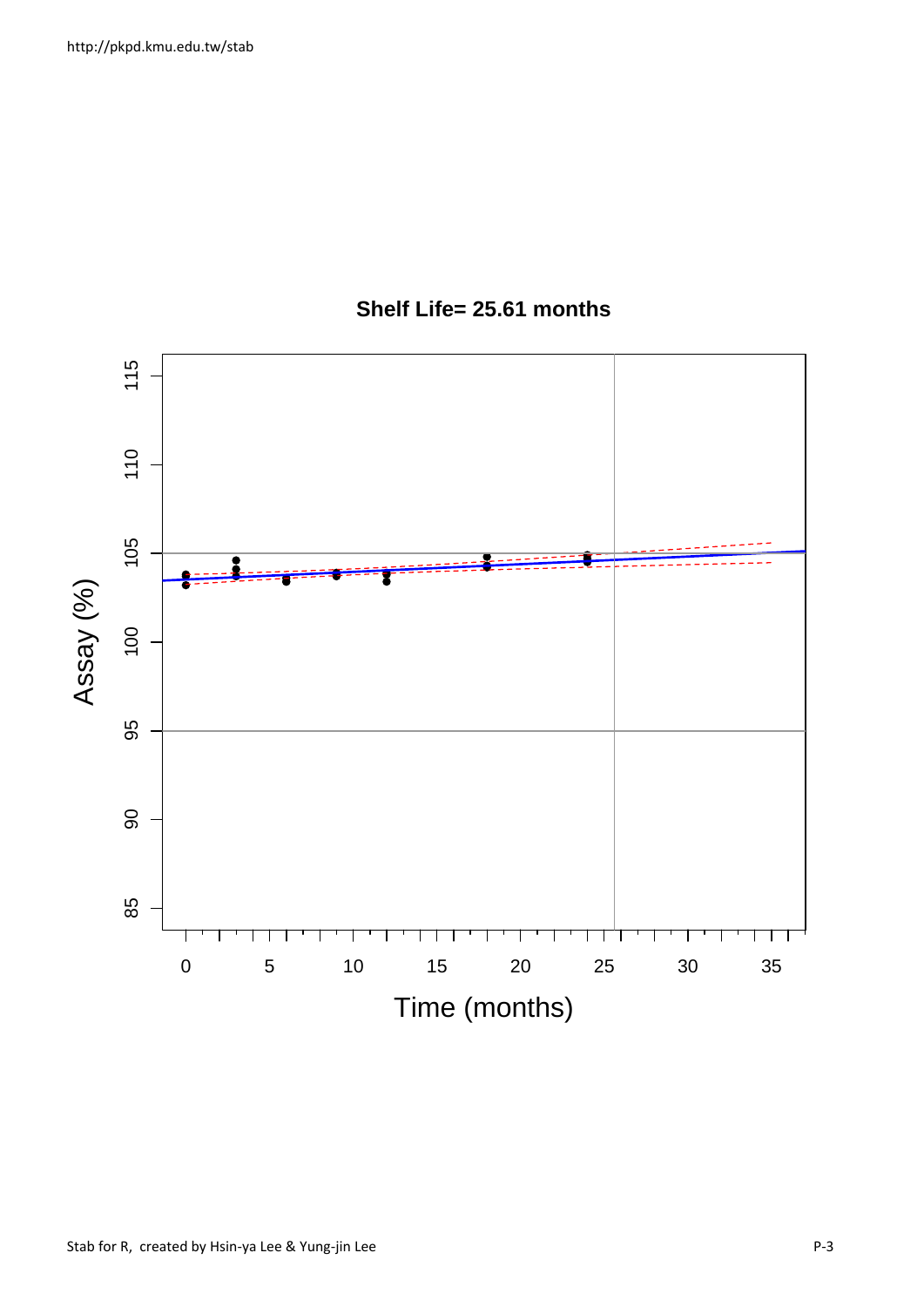**Shelf Life= 25.61 months**

Assay (%)

Time (months)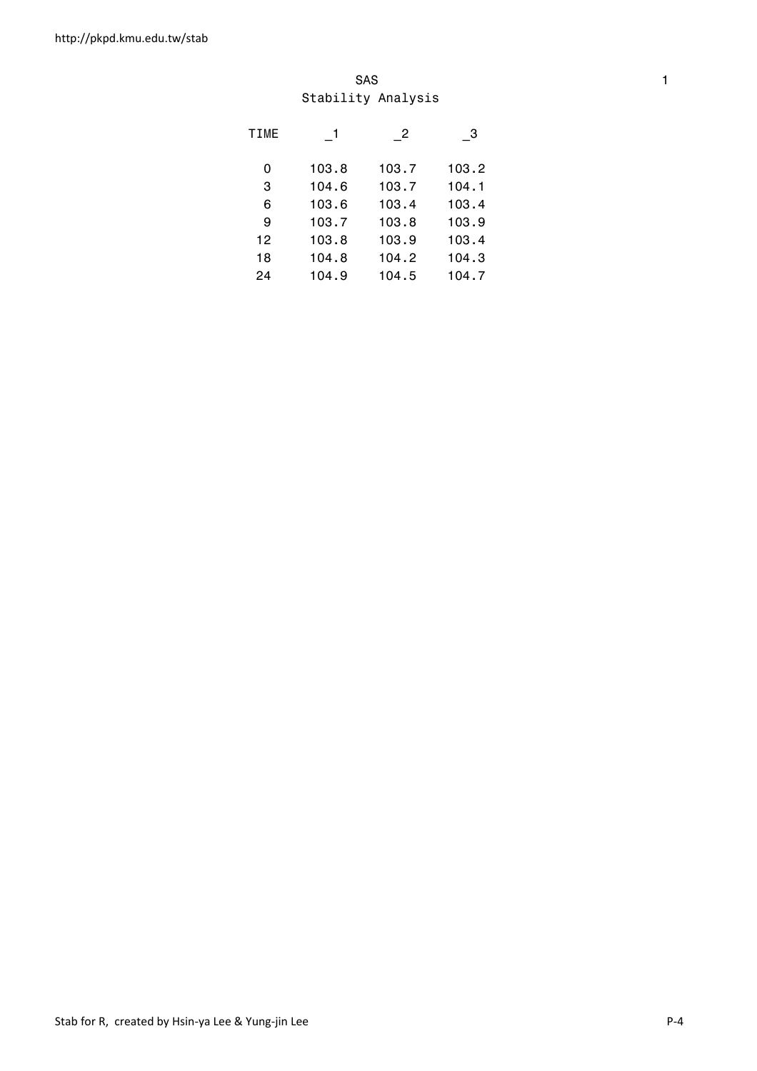SAS

Stability Analysis

| TIME | _1 | _2 | _3 |
| --- | --- | --- | --- |
| 0 | 103.8 | 103.7 | 103.2 |
| 3 | 104.6 | 103.7 | 104.1 |
| 6 | 103.6 | 103.4 | 103.4 |
| 9 | 103.7 | 103.8 | 103.9 |
| 12 | 103.8 | 103.9 | 103.4 |
| 18 | 104.8 | 104.2 | 104.3 |
| 24 | 104.9 | 104.5 | 104.7 |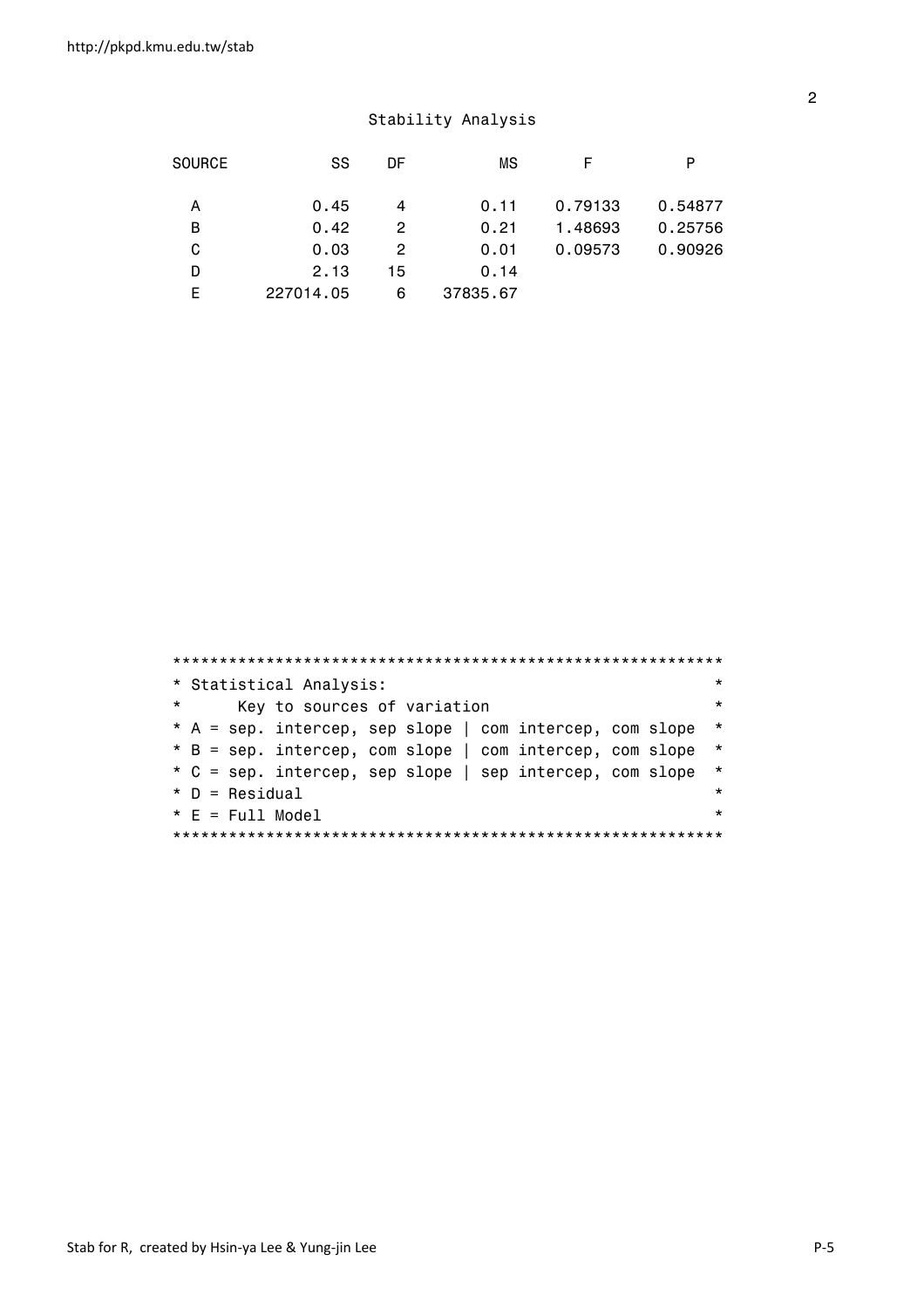## Stability Analysis

| SOURCE | SS | DF | MS | F | P |
|---|---|---|---|---|---|
| A | 0.45 | 4 | 0.11 | 0.79133 | 0.54877 |
| B | 0.42 | 2 | 0.21 | 1.48693 | 0.25756 |
| C | 0.03 | 2 | 0.01 | 0.09573 | 0.90926 |
| D | 2.13 | 15 | 0.14 | | |
| E | 227014.05 | 6 | 37835.67 | | |

```
**********************************************************
* Statistical Analysis:                                  *
*      Key to sources of variation                       *
* A = sep. intercep, sep slope | com intercep, com slope  *
* B = sep. intercep, com slope | com intercep, com slope  *
* C = sep. intercep, sep slope | sep intercep, com slope  *
* D = Residual                                           *
* E = Full Model                                         *
**********************************************************
```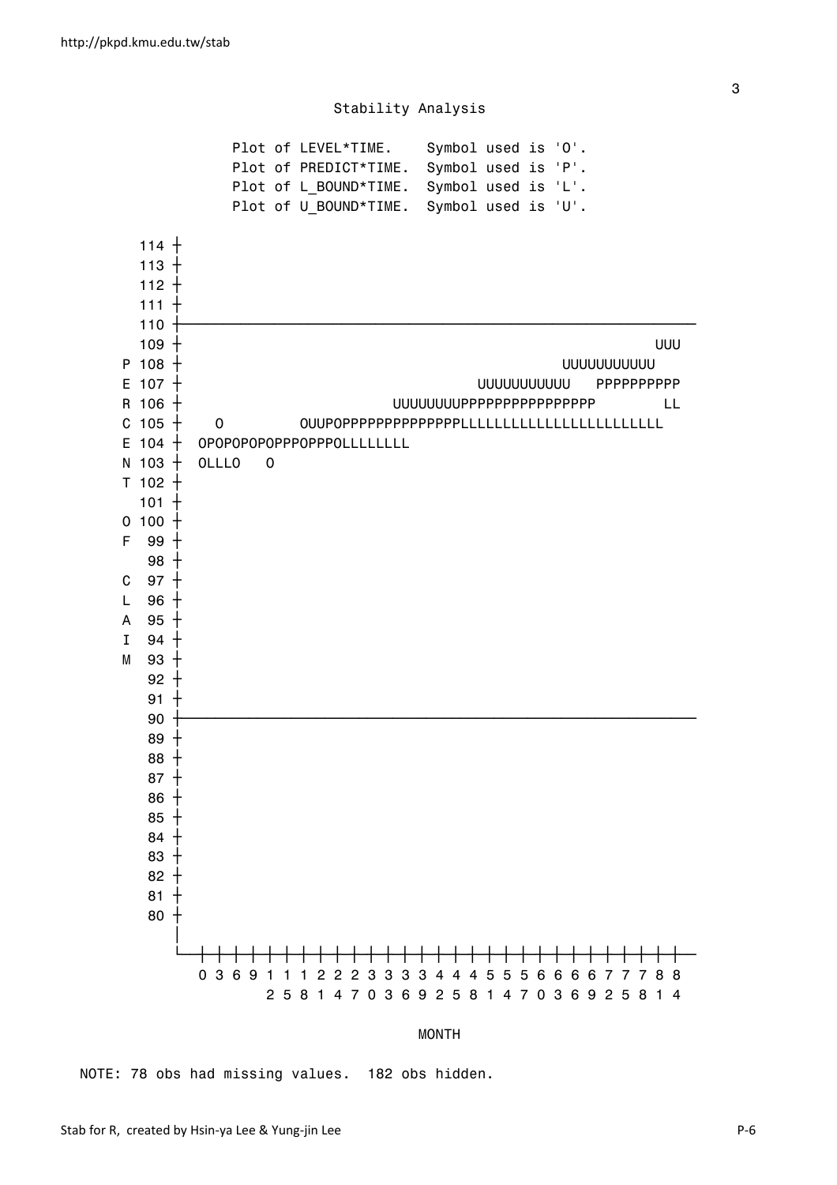Stability Analysis

```
              Plot of LEVEL*TIME.    Symbol used is 'O'.
              Plot of PREDICT*TIME.  Symbol used is 'P'.
              Plot of L_BOUND*TIME.  Symbol used is 'L'.
              Plot of U_BOUND*TIME.  Symbol used is 'U'.

      114 +
      113 +
      112 +
      111 +
      110 +-------------------------------------------------------------
      109 +                                                       UUU
    P 108 +                                             UUUUUUUUUUU
    E 107 +                                    UUUUUUUUUUU   PPPPPPPPPP
    R 106 +                          UUUUUUUUUPPPPPPPPPPPPPPPP        LL
    C 105 +   O         OUUPOPPPPPPPPPPPPPPLLLLLLLLLLLLLLLLLLLLLL
    E 104 +  OPOPOPOPOPPPOPPPOLLLLLLLL
    N 103 +  OLLLO   O
    T 102 +
      101 +
    O 100 +
    F  99 +
       98 +
    C  97 +
    L  96 +
    A  95 +
    I  94 +
    M  93 +
       92 +
       91 +
       90 +-------------------------------------------------------------
       89 +
       88 +
       87 +
       86 +
       85 +
       84 +
       83 +
       82 +
       81 +
       80 +
          |
          -+-+-+-+-+-+-+-+-+-+-+-+-+-+-+-+-+-+-+-+-+-+-+-+-+-+-+-+-+-
           0 3 6 9 1 1 1 2 2 2 3 3 3 3 4 4 4 5 5 5 6 6 6 6 7 7 7 8 8
                   2 5 8 1 4 7 0 3 6 9 2 5 8 1 4 7 0 3 6 9 2 5 8 1 4

                                   MONTH

NOTE: 78 obs had missing values.  182 obs hidden.
```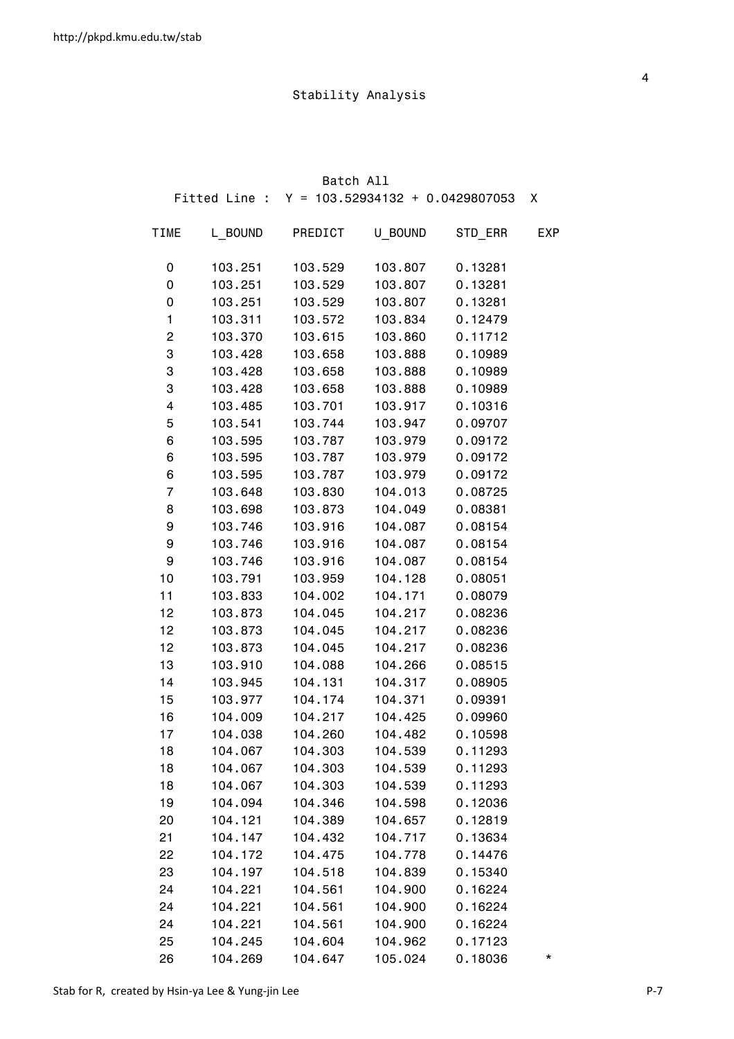Stability Analysis

Batch All

Fitted Line : Y = 103.52934132 + 0.0429807053 X

| TIME | L_BOUND | PREDICT | U_BOUND | STD_ERR | EXP |
|---|---|---|---|---|---|
| 0 | 103.251 | 103.529 | 103.807 | 0.13281 | |
| 0 | 103.251 | 103.529 | 103.807 | 0.13281 | |
| 0 | 103.251 | 103.529 | 103.807 | 0.13281 | |
| 1 | 103.311 | 103.572 | 103.834 | 0.12479 | |
| 2 | 103.370 | 103.615 | 103.860 | 0.11712 | |
| 3 | 103.428 | 103.658 | 103.888 | 0.10989 | |
| 3 | 103.428 | 103.658 | 103.888 | 0.10989 | |
| 3 | 103.428 | 103.658 | 103.888 | 0.10989 | |
| 4 | 103.485 | 103.701 | 103.917 | 0.10316 | |
| 5 | 103.541 | 103.744 | 103.947 | 0.09707 | |
| 6 | 103.595 | 103.787 | 103.979 | 0.09172 | |
| 6 | 103.595 | 103.787 | 103.979 | 0.09172 | |
| 6 | 103.595 | 103.787 | 103.979 | 0.09172 | |
| 7 | 103.648 | 103.830 | 104.013 | 0.08725 | |
| 8 | 103.698 | 103.873 | 104.049 | 0.08381 | |
| 9 | 103.746 | 103.916 | 104.087 | 0.08154 | |
| 9 | 103.746 | 103.916 | 104.087 | 0.08154 | |
| 9 | 103.746 | 103.916 | 104.087 | 0.08154 | |
| 10 | 103.791 | 103.959 | 104.128 | 0.08051 | |
| 11 | 103.833 | 104.002 | 104.171 | 0.08079 | |
| 12 | 103.873 | 104.045 | 104.217 | 0.08236 | |
| 12 | 103.873 | 104.045 | 104.217 | 0.08236 | |
| 12 | 103.873 | 104.045 | 104.217 | 0.08236 | |
| 13 | 103.910 | 104.088 | 104.266 | 0.08515 | |
| 14 | 103.945 | 104.131 | 104.317 | 0.08905 | |
| 15 | 103.977 | 104.174 | 104.371 | 0.09391 | |
| 16 | 104.009 | 104.217 | 104.425 | 0.09960 | |
| 17 | 104.038 | 104.260 | 104.482 | 0.10598 | |
| 18 | 104.067 | 104.303 | 104.539 | 0.11293 | |
| 18 | 104.067 | 104.303 | 104.539 | 0.11293 | |
| 18 | 104.067 | 104.303 | 104.539 | 0.11293 | |
| 19 | 104.094 | 104.346 | 104.598 | 0.12036 | |
| 20 | 104.121 | 104.389 | 104.657 | 0.12819 | |
| 21 | 104.147 | 104.432 | 104.717 | 0.13634 | |
| 22 | 104.172 | 104.475 | 104.778 | 0.14476 | |
| 23 | 104.197 | 104.518 | 104.839 | 0.15340 | |
| 24 | 104.221 | 104.561 | 104.900 | 0.16224 | |
| 24 | 104.221 | 104.561 | 104.900 | 0.16224 | |
| 24 | 104.221 | 104.561 | 104.900 | 0.16224 | |
| 25 | 104.245 | 104.604 | 104.962 | 0.17123 | |
| 26 | 104.269 | 104.647 | 105.024 | 0.18036 | * |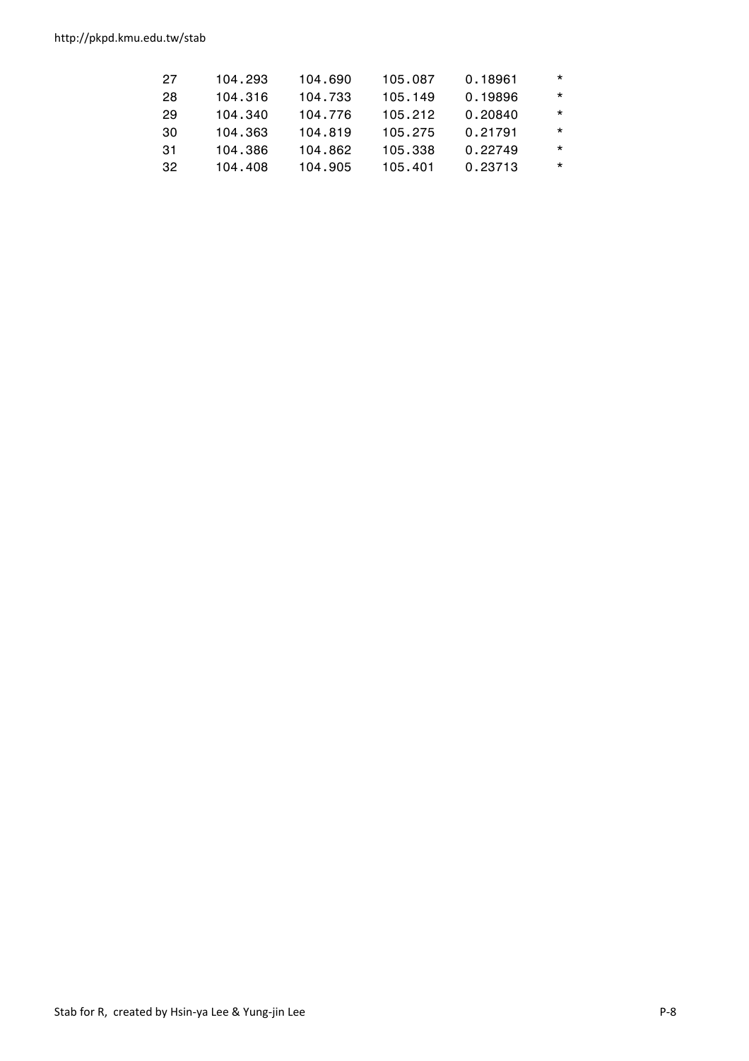```
27      104.293     104.690     105.087     0.18961      *
28      104.316     104.733     105.149     0.19896      *
29      104.340     104.776     105.212     0.20840      *
30      104.363     104.819     105.275     0.21791      *
31      104.386     104.862     105.338     0.22749      *
32      104.408     104.905     105.401     0.23713      *
```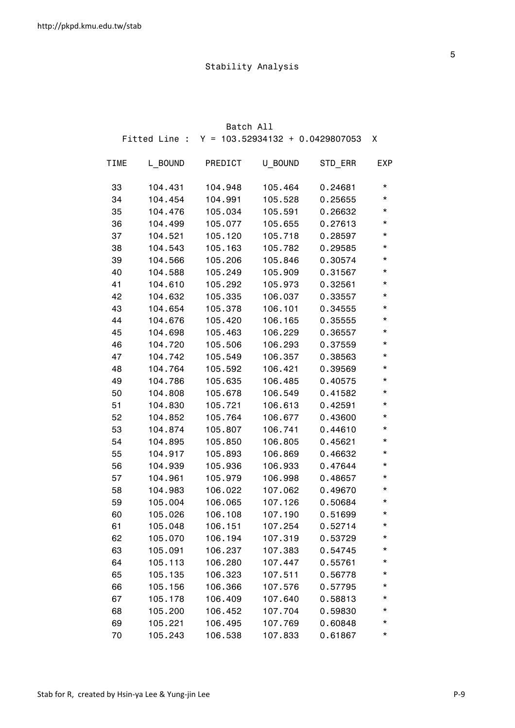# Stability Analysis

## Batch All

Fitted Line : Y = 103.52934132 + 0.0429807053 X

| TIME | L_BOUND | PREDICT | U_BOUND | STD_ERR | EXP |
|---|---|---|---|---|---|
| 33 | 104.431 | 104.948 | 105.464 | 0.24681 | * |
| 34 | 104.454 | 104.991 | 105.528 | 0.25655 | * |
| 35 | 104.476 | 105.034 | 105.591 | 0.26632 | * |
| 36 | 104.499 | 105.077 | 105.655 | 0.27613 | * |
| 37 | 104.521 | 105.120 | 105.718 | 0.28597 | * |
| 38 | 104.543 | 105.163 | 105.782 | 0.29585 | * |
| 39 | 104.566 | 105.206 | 105.846 | 0.30574 | * |
| 40 | 104.588 | 105.249 | 105.909 | 0.31567 | * |
| 41 | 104.610 | 105.292 | 105.973 | 0.32561 | * |
| 42 | 104.632 | 105.335 | 106.037 | 0.33557 | * |
| 43 | 104.654 | 105.378 | 106.101 | 0.34555 | * |
| 44 | 104.676 | 105.420 | 106.165 | 0.35555 | * |
| 45 | 104.698 | 105.463 | 106.229 | 0.36557 | * |
| 46 | 104.720 | 105.506 | 106.293 | 0.37559 | * |
| 47 | 104.742 | 105.549 | 106.357 | 0.38563 | * |
| 48 | 104.764 | 105.592 | 106.421 | 0.39569 | * |
| 49 | 104.786 | 105.635 | 106.485 | 0.40575 | * |
| 50 | 104.808 | 105.678 | 106.549 | 0.41582 | * |
| 51 | 104.830 | 105.721 | 106.613 | 0.42591 | * |
| 52 | 104.852 | 105.764 | 106.677 | 0.43600 | * |
| 53 | 104.874 | 105.807 | 106.741 | 0.44610 | * |
| 54 | 104.895 | 105.850 | 106.805 | 0.45621 | * |
| 55 | 104.917 | 105.893 | 106.869 | 0.46632 | * |
| 56 | 104.939 | 105.936 | 106.933 | 0.47644 | * |
| 57 | 104.961 | 105.979 | 106.998 | 0.48657 | * |
| 58 | 104.983 | 106.022 | 107.062 | 0.49670 | * |
| 59 | 105.004 | 106.065 | 107.126 | 0.50684 | * |
| 60 | 105.026 | 106.108 | 107.190 | 0.51699 | * |
| 61 | 105.048 | 106.151 | 107.254 | 0.52714 | * |
| 62 | 105.070 | 106.194 | 107.319 | 0.53729 | * |
| 63 | 105.091 | 106.237 | 107.383 | 0.54745 | * |
| 64 | 105.113 | 106.280 | 107.447 | 0.55761 | * |
| 65 | 105.135 | 106.323 | 107.511 | 0.56778 | * |
| 66 | 105.156 | 106.366 | 107.576 | 0.57795 | * |
| 67 | 105.178 | 106.409 | 107.640 | 0.58813 | * |
| 68 | 105.200 | 106.452 | 107.704 | 0.59830 | * |
| 69 | 105.221 | 106.495 | 107.769 | 0.60848 | * |
| 70 | 105.243 | 106.538 | 107.833 | 0.61867 | * |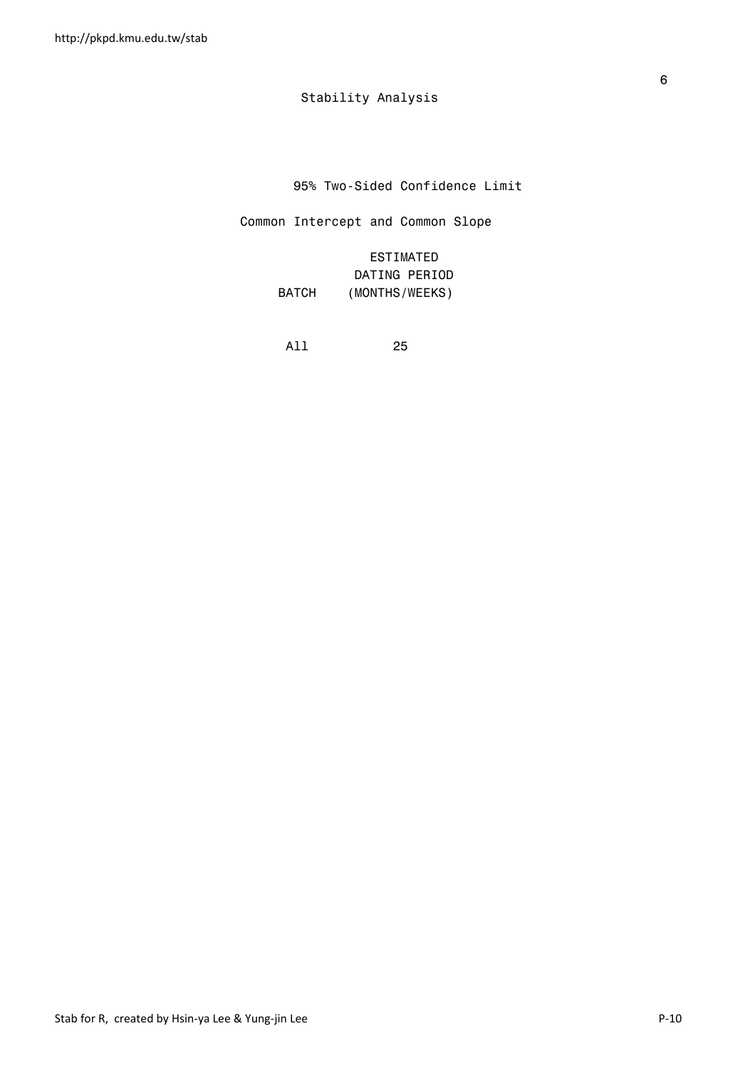# Stability Analysis

95% Two-Sided Confidence Limit

Common Intercept and Common Slope

| BATCH | ESTIMATED DATING PERIOD (MONTHS/WEEKS) |
|---|---|
| All | 25 |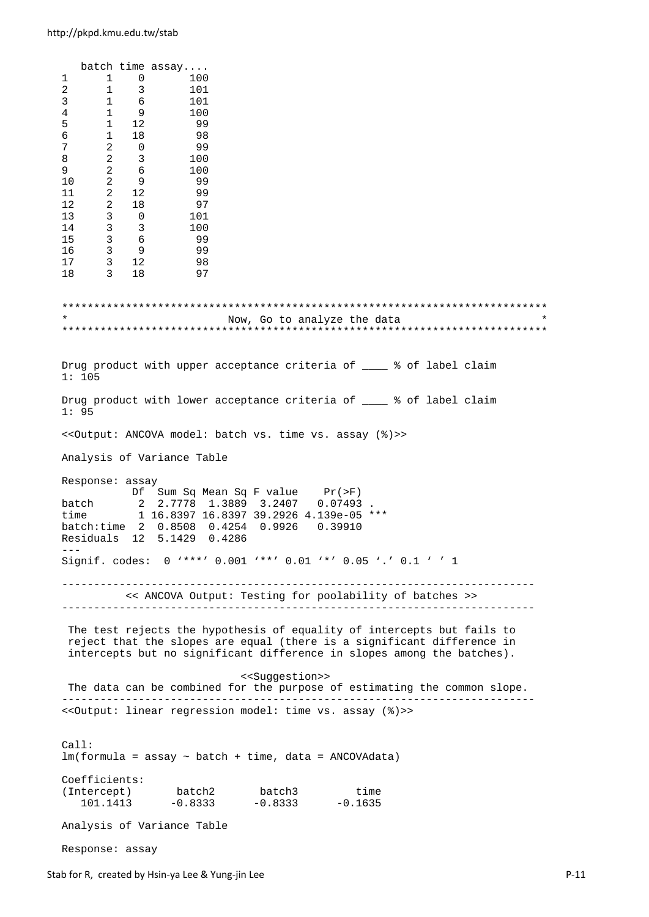```
   batch time assay....
1      1    0       100
2      1    3       101
3      1    6       101
4      1    9       100
5      1   12        99
6      1   18        98
7      2    0        99
8      2    3       100
9      2    6       100
10     2    9        99
11     2   12        99
12     2   18        97
13     3    0       101
14     3    3       100
15     3    6        99
16     3    9        99
17     3   12        98
18     3   18        97

***************************************************************************
*                          Now, Go to analyze the data                    *
***************************************************************************


Drug product with upper acceptance criteria of ____ % of label claim
1: 105

Drug product with lower acceptance criteria of ____ % of label claim
1: 95

<<Output: ANCOVA model: batch vs. time vs. assay (%)>>

Analysis of Variance Table

Response: assay
           Df  Sum Sq Mean Sq F value    Pr(>F)
batch       2  2.7778  1.3889  3.2407   0.07493 .
time        1 16.8397 16.8397 39.2926 4.139e-05 ***
batch:time  2  0.8508  0.4254  0.9926   0.39910
Residuals  12  5.1429  0.4286
---
Signif. codes:  0 '***' 0.001 '**' 0.01 '*' 0.05 '.' 0.1 ' ' 1

-------------------------------------------------------------------------
          << ANCOVA Output: Testing for poolability of batches >>
-------------------------------------------------------------------------

 The test rejects the hypothesis of equality of intercepts but fails to
 reject that the slopes are equal (there is a significant difference in
 intercepts but no significant difference in slopes among the batches).

                            <<Suggestion>>
 The data can be combined for the purpose of estimating the common slope.
-------------------------------------------------------------------------
<<Output: linear regression model: time vs. assay (%)>>


Call:
lm(formula = assay ~ batch + time, data = ANCOVAdata)

Coefficients:
(Intercept)       batch2       batch3         time
   101.1413      -0.8333      -0.8333      -0.1635

Analysis of Variance Table

Response: assay
```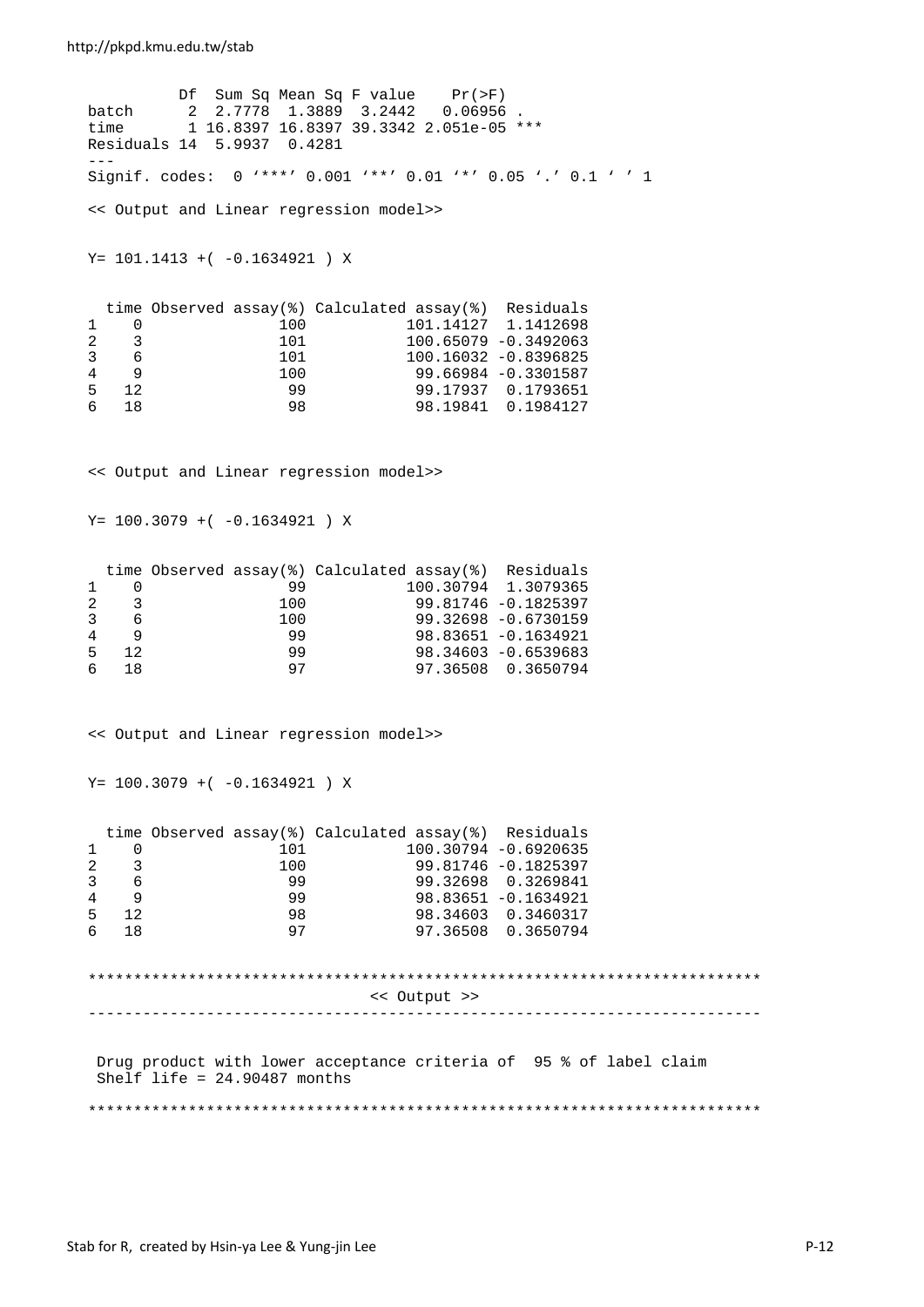```
          Df  Sum Sq Mean Sq F value    Pr(>F)    
batch      2  2.7778  1.3889  3.2442   0.06956 .  
time       1 16.8397 16.8397 39.3342 2.051e-05 ***
Residuals 14  5.9937  0.4281                      
---
Signif. codes:  0 '***' 0.001 '**' 0.01 '*' 0.05 '.' 0.1 ' ' 1

<< Output and Linear regression model>>


Y= 101.1413 +( -0.1634921 ) X


  time Observed assay(%) Calculated assay(%)  Residuals
1    0               100           101.14127  1.1412698
2    3               101           100.65079 -0.3492063
3    6               101           100.16032 -0.8396825
4    9               100            99.66984 -0.3301587
5   12                99            99.17937  0.1793651
6   18                98            98.19841  0.1984127



<< Output and Linear regression model>>


Y= 100.3079 +( -0.1634921 ) X


  time Observed assay(%) Calculated assay(%)  Residuals
1    0                99           100.30794  1.3079365
2    3               100            99.81746 -0.1825397
3    6               100            99.32698 -0.6730159
4    9                99            98.83651 -0.1634921
5   12                99            98.34603 -0.6539683
6   18                97            97.36508  0.3650794



<< Output and Linear regression model>>


Y= 100.3079 +( -0.1634921 ) X


  time Observed assay(%) Calculated assay(%)  Residuals
1    0               101           100.30794 -0.6920635
2    3               100            99.81746 -0.1825397
3    6                99            99.32698  0.3269841
4    9                99            98.83651 -0.1634921
5   12                98            98.34603  0.3460317
6   18                97            97.36508  0.3650794


*************************************************************************
                              << Output >>
-------------------------------------------------------------------------

 Drug product with lower acceptance criteria of  95 % of label claim
 Shelf life = 24.90487 months

*************************************************************************
```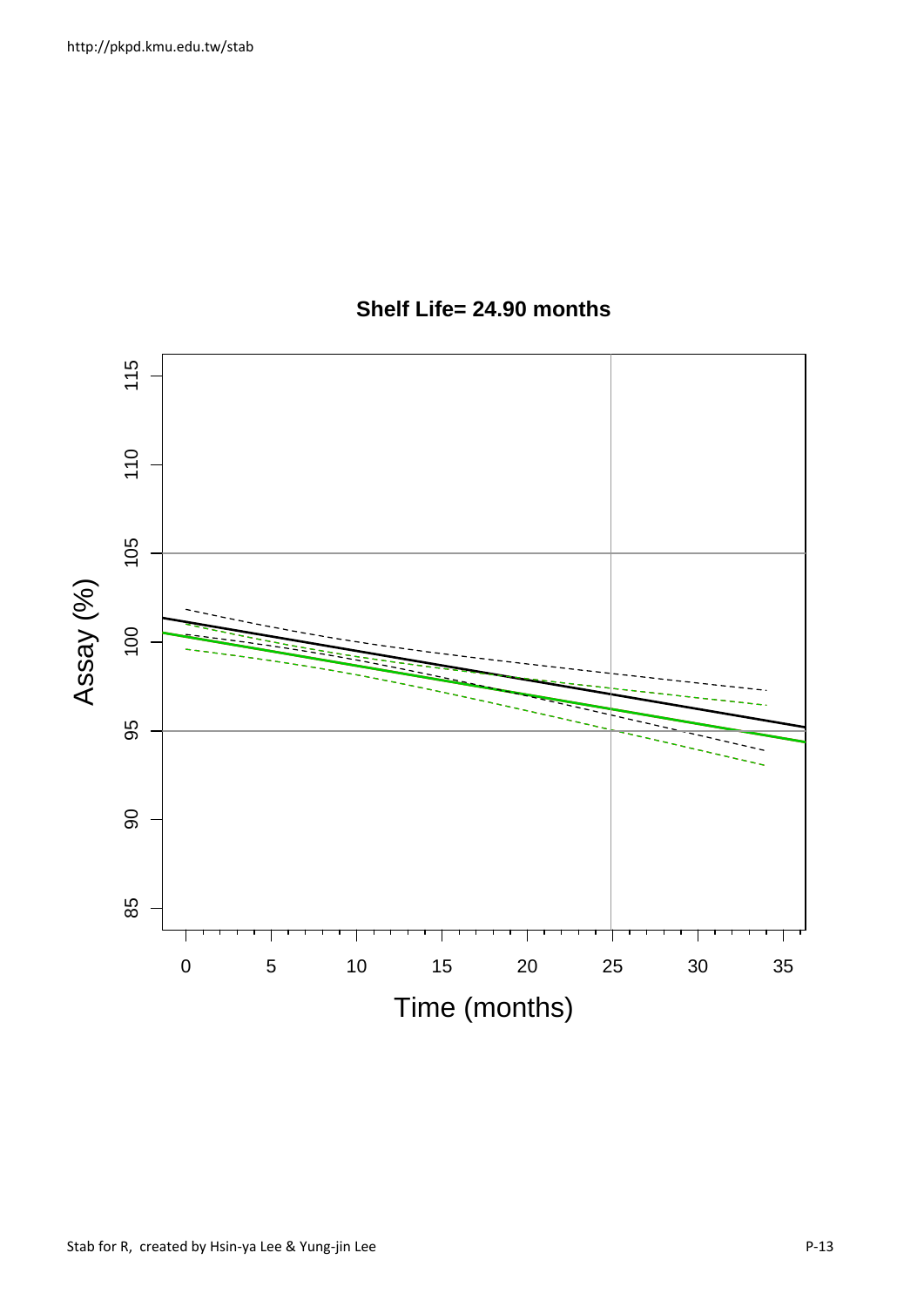**Shelf Life= 24.90 months**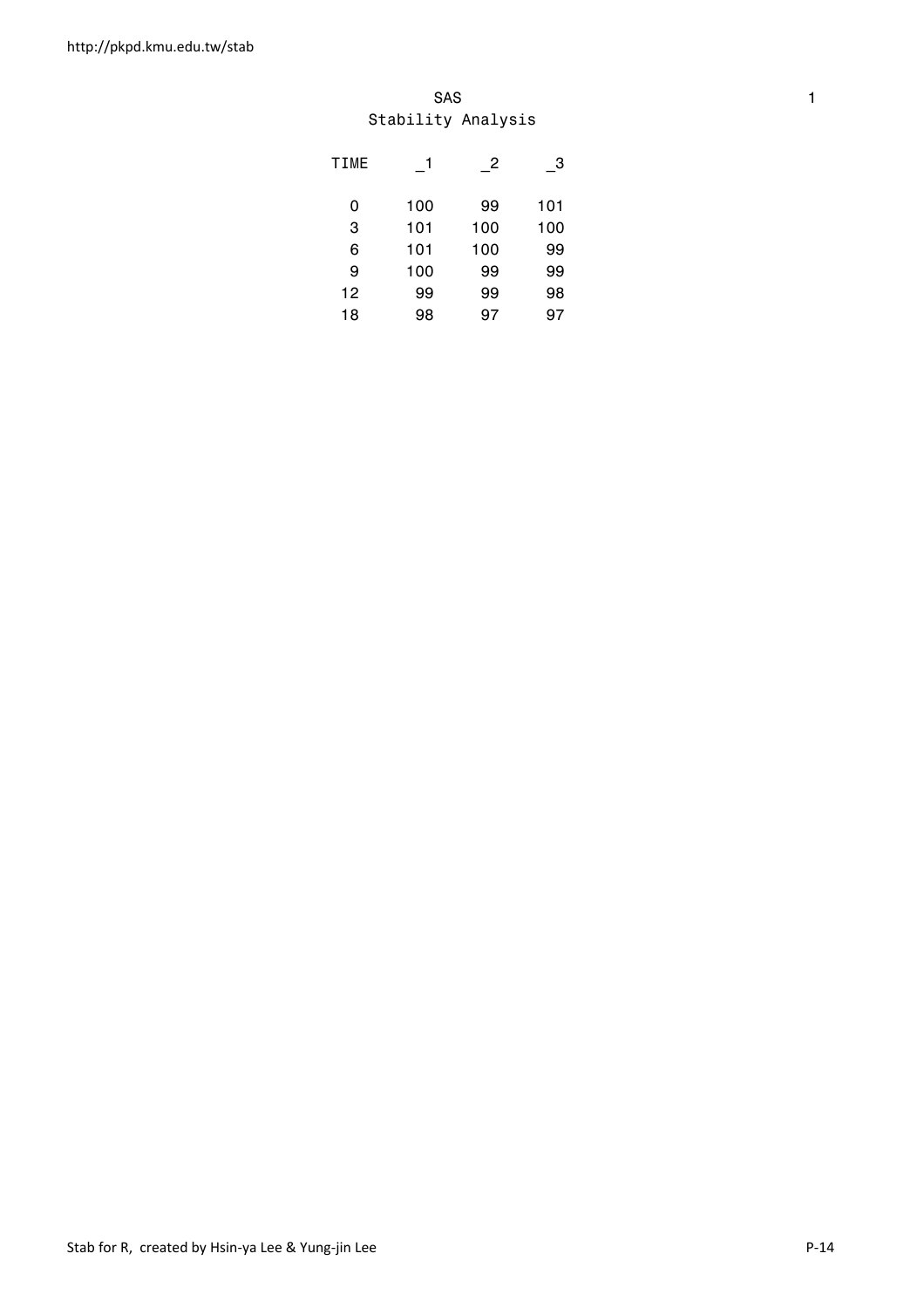SAS

Stability Analysis

| TIME | _1 | _2 | _3 |
|---|---|---|---|
| 0 | 100 | 99 | 101 |
| 3 | 101 | 100 | 100 |
| 6 | 101 | 100 | 99 |
| 9 | 100 | 99 | 99 |
| 12 | 99 | 99 | 98 |
| 18 | 98 | 97 | 97 |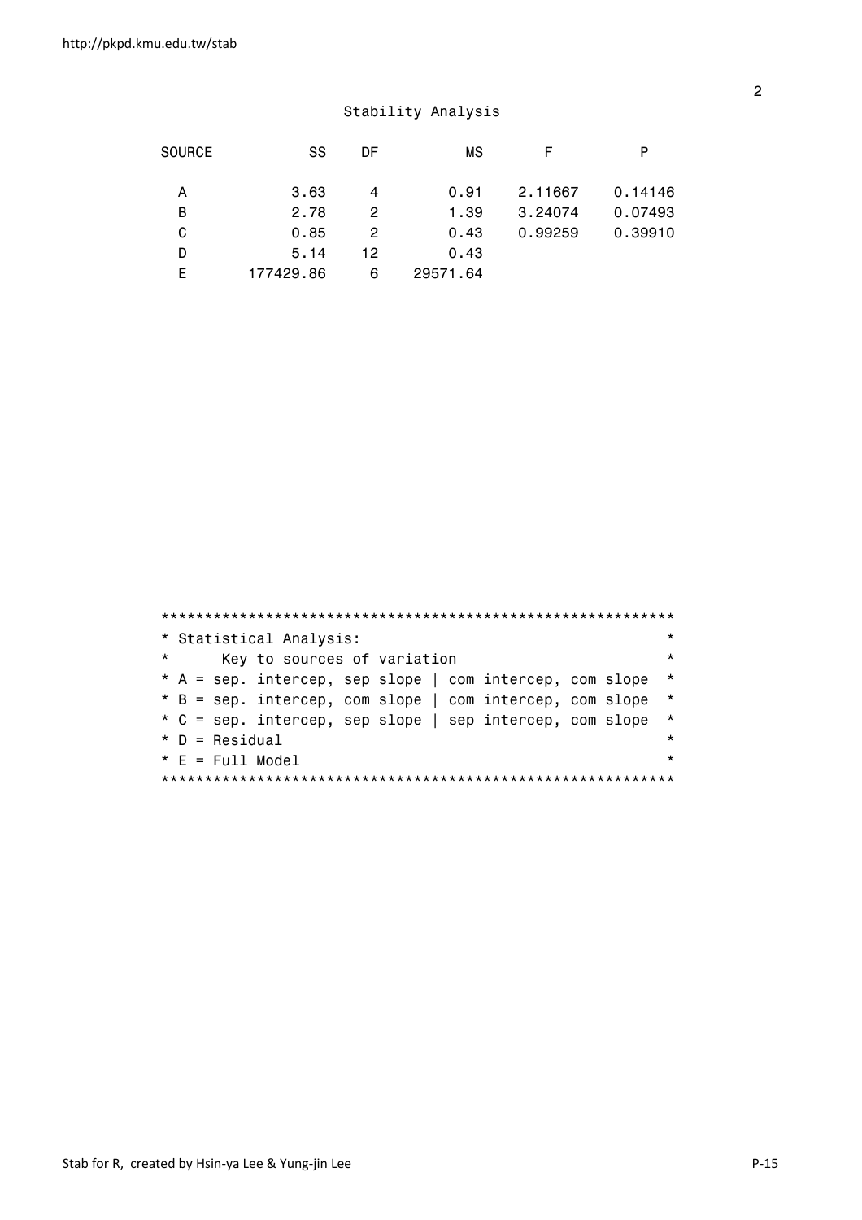## Stability Analysis

| SOURCE | SS | DF | MS | F | P |
|---|---|---|---|---|---|
| A | 3.63 | 4 | 0.91 | 2.11667 | 0.14146 |
| B | 2.78 | 2 | 1.39 | 3.24074 | 0.07493 |
| C | 0.85 | 2 | 0.43 | 0.99259 | 0.39910 |
| D | 5.14 | 12 | 0.43 | | |
| E | 177429.86 | 6 | 29571.64 | | |

```
**********************************************************
* Statistical Analysis:                                  *
*      Key to sources of variation                       *
* A = sep. intercep, sep slope | com intercep, com slope  *
* B = sep. intercep, com slope | com intercep, com slope  *
* C = sep. intercep, sep slope | sep intercep, com slope  *
* D = Residual                                           *
* E = Full Model                                         *
**********************************************************
```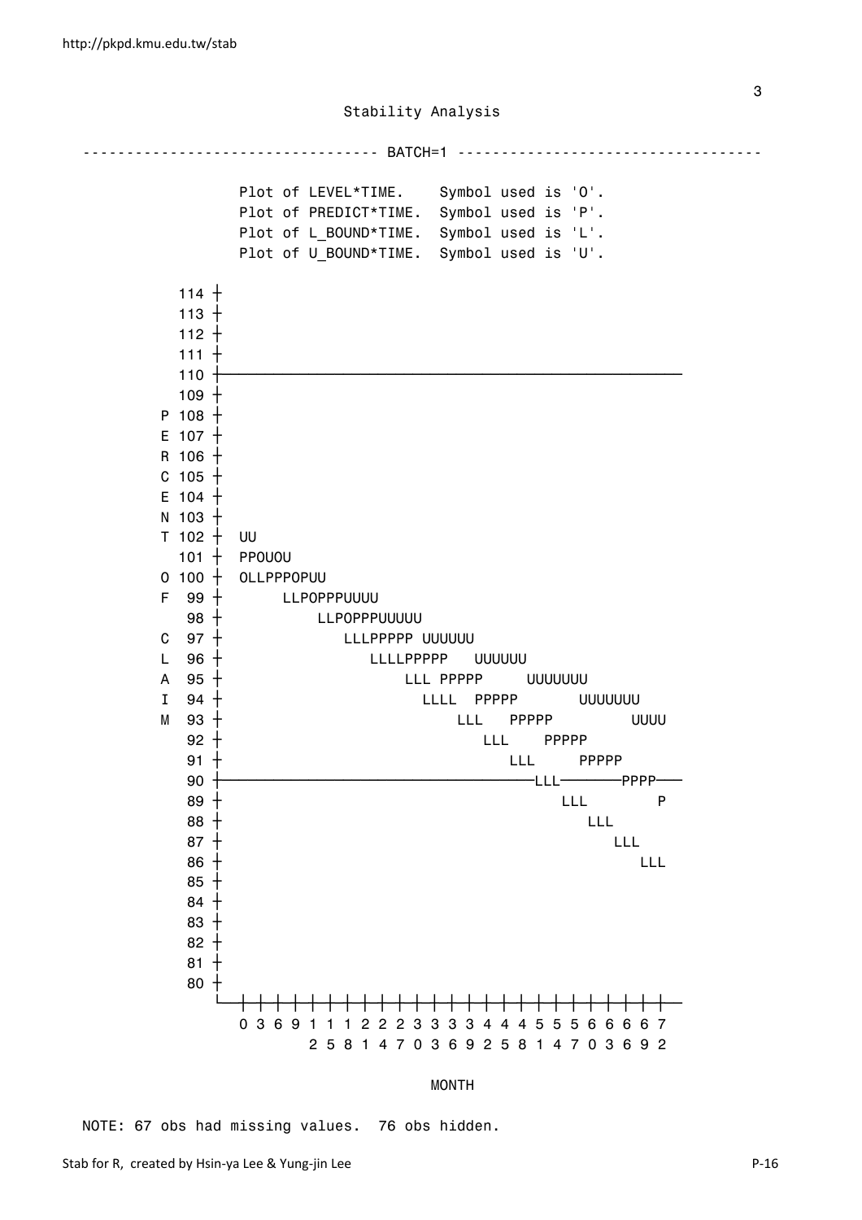Stability Analysis

```
---------------------------------- BATCH=1 ----------------------------------

              Plot of LEVEL*TIME.    Symbol used is 'O'.
              Plot of PREDICT*TIME.  Symbol used is 'P'.
              Plot of L_BOUND*TIME.  Symbol used is 'L'.
              Plot of U_BOUND*TIME.  Symbol used is 'U'.

        114 +
        113 +
        112 +
        111 +
        110 +---------------------------------------------------------
        109 +
      P 108 +
      E 107 +
      R 106 +
      C 105 +
      E 104 +
      N 103 +
      T 102 +  UU
        101 +  PPOUOU
      O 100 +  OLLPPPOPUU
      F  99 +       LLPOPPPUUUU
         98 +           LLPOPPPUUUUU
      C  97 +              LLLPPPPP UUUUUU
      L  96 +                 LLLLPPPPP   UUUUUU
      A  95 +                     LLL PPPPP     UUUUUUU
      I  94 +                       LLLL  PPPPP       UUUUUUU
      M  93 +                           LLL   PPPPP         UUUU
         92 +                              LLL    PPPPP
         91 +                                 LLL     PPPPP
         90 +-----------------------------------LLL--------PPPP---
         89 +                                      LLL        P
         88 +                                         LLL
         87 +                                            LLL
         86 +                                               LLL
         85 +
         84 +
         83 +
         82 +
         81 +
         80 +
            --+-+-+-+-+-+-+-+-+-+-+-+-+-+-+-+-+-+-+-+-+-+-+-+-+-
              0 3 6 9 1 1 1 2 2 2 3 3 3 3 4 4 4 5 5 5 6 6 6 6 7
                      2 5 8 1 4 7 0 3 6 9 2 5 8 1 4 7 0 3 6 9 2

                                     MONTH

NOTE: 67 obs had missing values.  76 obs hidden.
```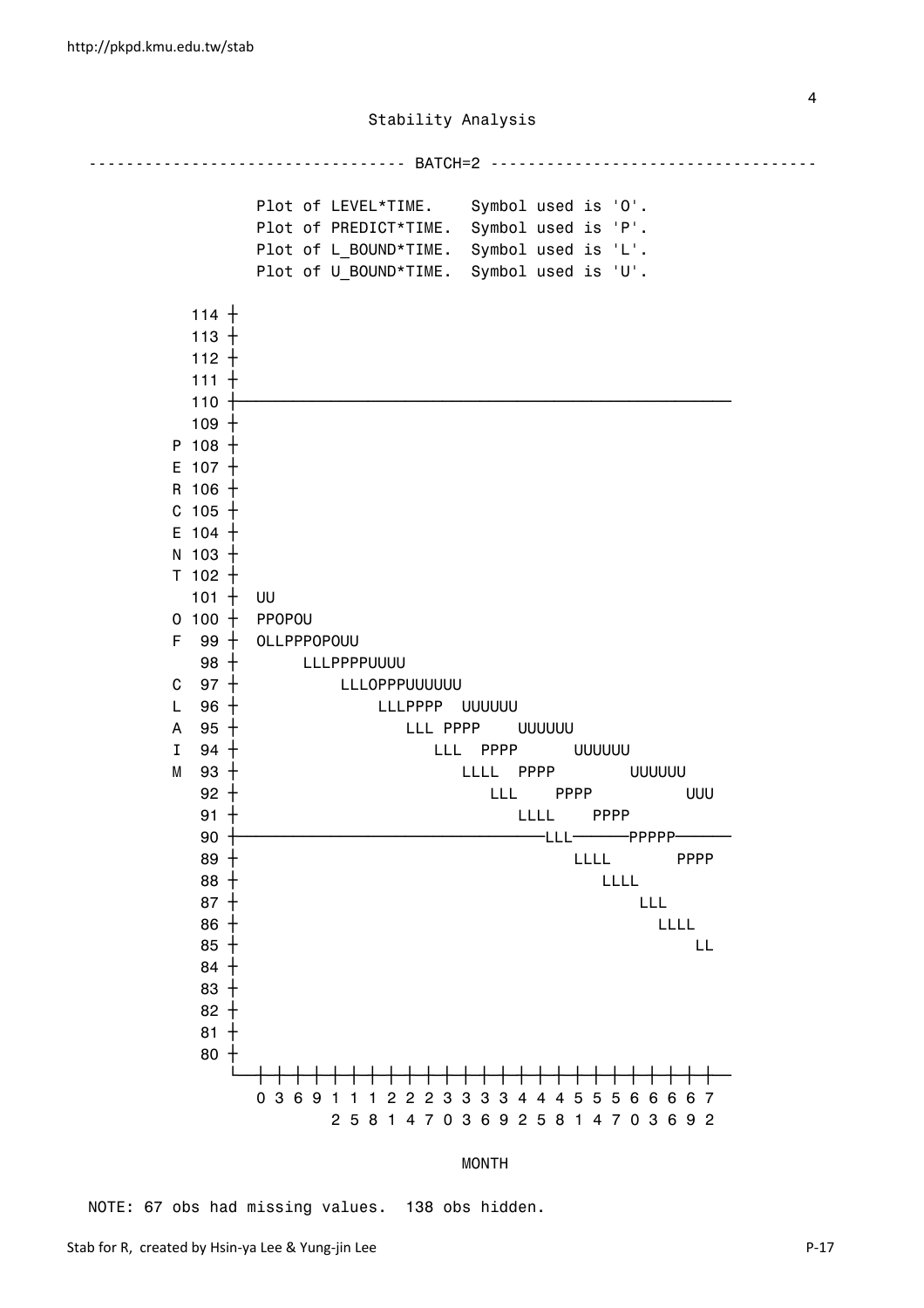Stability Analysis

```
---------------------------------- BATCH=2 ----------------------------------

                Plot of LEVEL*TIME.    Symbol used is 'O'.
                Plot of PREDICT*TIME.  Symbol used is 'P'.
                Plot of L_BOUND*TIME.  Symbol used is 'L'.
                Plot of U_BOUND*TIME.  Symbol used is 'U'.

          114 +
          113 +
          112 +
          111 +
          110 +--------------------------------------------------------------------
          109 +
        P 108 +
        E 107 +
        R 106 +
        C 105 +
        E 104 +
        N 103 +
        T 102 +
          101 +  UU
        O 100 +  PPOPOU
        F  99 +  OLLPPPOPOUU
           98 +       LLLPPPPUUUU
        C  97 +            LLLOPPPUUUUUU
        L  96 +                 LLLPPPP  UUUUUU
        A  95 +                     LLL PPPP    UUUUUU
        I  94 +                         LLL  PPPP      UUUUUU
        M  93 +                             LLLL  PPPP        UUUUUU
           92 +                                 LLL    PPPP          UUU
           91 +                                     LLLL    PPPP
           90 +-----------------------------------------LLL-------PPPPP------
           89 +                                             LLLL       PPPP
           88 +                                                 LLLL
           87 +                                                      LLL
           86 +                                                        LLLL
           85 +                                                             LL
           84 +
           83 +
           82 +
           81 +
           80 +
              ---+-+-+-+-+-+-+-+-+-+-+-+-+-+-+-+-+-+-+-+-+-+-+-+-+--
                 0 3 6 9 1 1 1 2 2 2 3 3 3 3 4 4 4 5 5 5 6 6 6 6 7
                         2 5 8 1 4 7 0 3 6 9 2 5 8 1 4 7 0 3 6 9 2

                                        MONTH

NOTE: 67 obs had missing values.  138 obs hidden.
```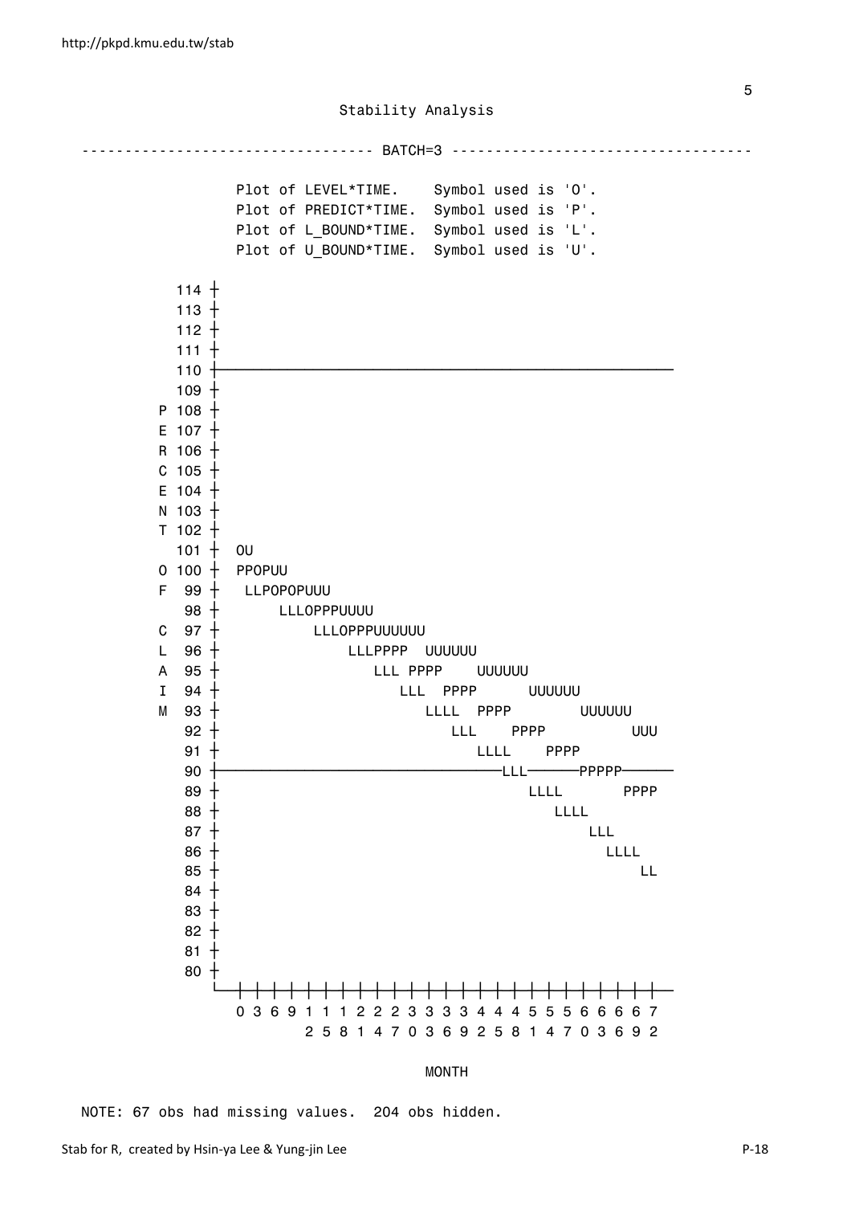Stability Analysis

```
--------------------------------- BATCH=3 ----------------------------------

              Plot of LEVEL*TIME.    Symbol used is 'O'.
              Plot of PREDICT*TIME.  Symbol used is 'P'.
              Plot of L_BOUND*TIME.  Symbol used is 'L'.
              Plot of U_BOUND*TIME.  Symbol used is 'U'.

      114 +
      113 +
      112 +
      111 +
      110 +-----------------------------------------------------
      109 +
    P 108 +
    E 107 +
    R 106 +
    C 105 +
    E 104 +
    N 103 +
    T 102 +
      101 +  OU
    O 100 +  PPOPUU
    F  99 +   LLPOPOPUUU
       98 +      LLLOPPPUUUU
    C  97 +          LLLOPPPUUUUUU
    L  96 +              LLLPPPP  UUUUUU
    A  95 +                 LLL PPPP    UUUUUU
    I  94 +                    LLL  PPPP      UUUUUU
    M  93 +                       LLLL  PPPP        UUUUUU
       92 +                          LLL    PPPP          UUU
       91 +                             LLLL    PPPP
       90 +---------------------------------LLL-------PPPPP------
       89 +                                    LLLL       PPPP
       88 +                                       LLLL
       87 +                                           LLL
       86 +                                             LLLL
       85 +                                                 LL
       84 +
       83 +
       82 +
       81 +
       80 +
          -+-+-+-+-+-+-+-+-+-+-+-+-+-+-+-+-+-+-+-+-+-+-+-+-+-
           0 3 6 9 1 1 1 2 2 2 3 3 3 3 4 4 4 5 5 5 6 6 6 6 7
                   2 5 8 1 4 7 0 3 6 9 2 5 8 1 4 7 0 3 6 9 2

                                  MONTH

NOTE: 67 obs had missing values.  204 obs hidden.
```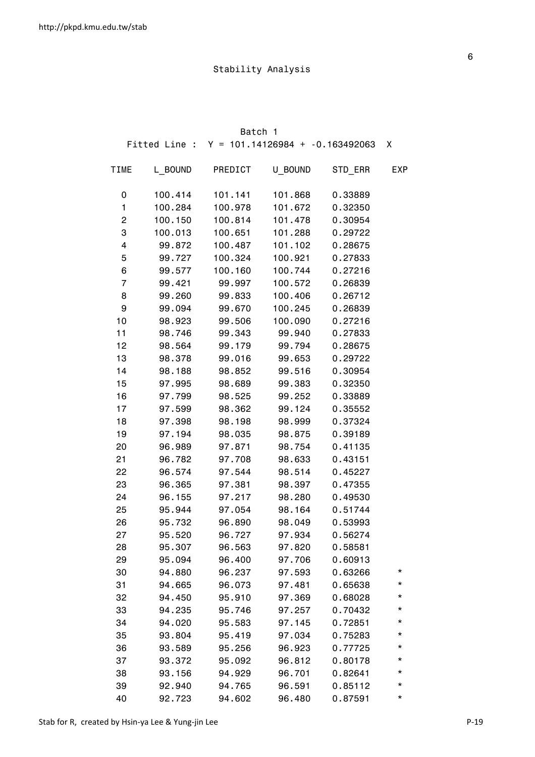# Stability Analysis

## Batch 1

Fitted Line : Y = 101.14126984 + -0.163492063 X

| TIME | L_BOUND | PREDICT | U_BOUND | STD_ERR | EXP |
|---|---|---|---|---|---|
| 0 | 100.414 | 101.141 | 101.868 | 0.33889 | |
| 1 | 100.284 | 100.978 | 101.672 | 0.32350 | |
| 2 | 100.150 | 100.814 | 101.478 | 0.30954 | |
| 3 | 100.013 | 100.651 | 101.288 | 0.29722 | |
| 4 | 99.872 | 100.487 | 101.102 | 0.28675 | |
| 5 | 99.727 | 100.324 | 100.921 | 0.27833 | |
| 6 | 99.577 | 100.160 | 100.744 | 0.27216 | |
| 7 | 99.421 | 99.997 | 100.572 | 0.26839 | |
| 8 | 99.260 | 99.833 | 100.406 | 0.26712 | |
| 9 | 99.094 | 99.670 | 100.245 | 0.26839 | |
| 10 | 98.923 | 99.506 | 100.090 | 0.27216 | |
| 11 | 98.746 | 99.343 | 99.940 | 0.27833 | |
| 12 | 98.564 | 99.179 | 99.794 | 0.28675 | |
| 13 | 98.378 | 99.016 | 99.653 | 0.29722 | |
| 14 | 98.188 | 98.852 | 99.516 | 0.30954 | |
| 15 | 97.995 | 98.689 | 99.383 | 0.32350 | |
| 16 | 97.799 | 98.525 | 99.252 | 0.33889 | |
| 17 | 97.599 | 98.362 | 99.124 | 0.35552 | |
| 18 | 97.398 | 98.198 | 98.999 | 0.37324 | |
| 19 | 97.194 | 98.035 | 98.875 | 0.39189 | |
| 20 | 96.989 | 97.871 | 98.754 | 0.41135 | |
| 21 | 96.782 | 97.708 | 98.633 | 0.43151 | |
| 22 | 96.574 | 97.544 | 98.514 | 0.45227 | |
| 23 | 96.365 | 97.381 | 98.397 | 0.47355 | |
| 24 | 96.155 | 97.217 | 98.280 | 0.49530 | |
| 25 | 95.944 | 97.054 | 98.164 | 0.51744 | |
| 26 | 95.732 | 96.890 | 98.049 | 0.53993 | |
| 27 | 95.520 | 96.727 | 97.934 | 0.56274 | |
| 28 | 95.307 | 96.563 | 97.820 | 0.58581 | |
| 29 | 95.094 | 96.400 | 97.706 | 0.60913 | |
| 30 | 94.880 | 96.237 | 97.593 | 0.63266 | * |
| 31 | 94.665 | 96.073 | 97.481 | 0.65638 | * |
| 32 | 94.450 | 95.910 | 97.369 | 0.68028 | * |
| 33 | 94.235 | 95.746 | 97.257 | 0.70432 | * |
| 34 | 94.020 | 95.583 | 97.145 | 0.72851 | * |
| 35 | 93.804 | 95.419 | 97.034 | 0.75283 | * |
| 36 | 93.589 | 95.256 | 96.923 | 0.77725 | * |
| 37 | 93.372 | 95.092 | 96.812 | 0.80178 | * |
| 38 | 93.156 | 94.929 | 96.701 | 0.82641 | * |
| 39 | 92.940 | 94.765 | 96.591 | 0.85112 | * |
| 40 | 92.723 | 94.602 | 96.480 | 0.87591 | * |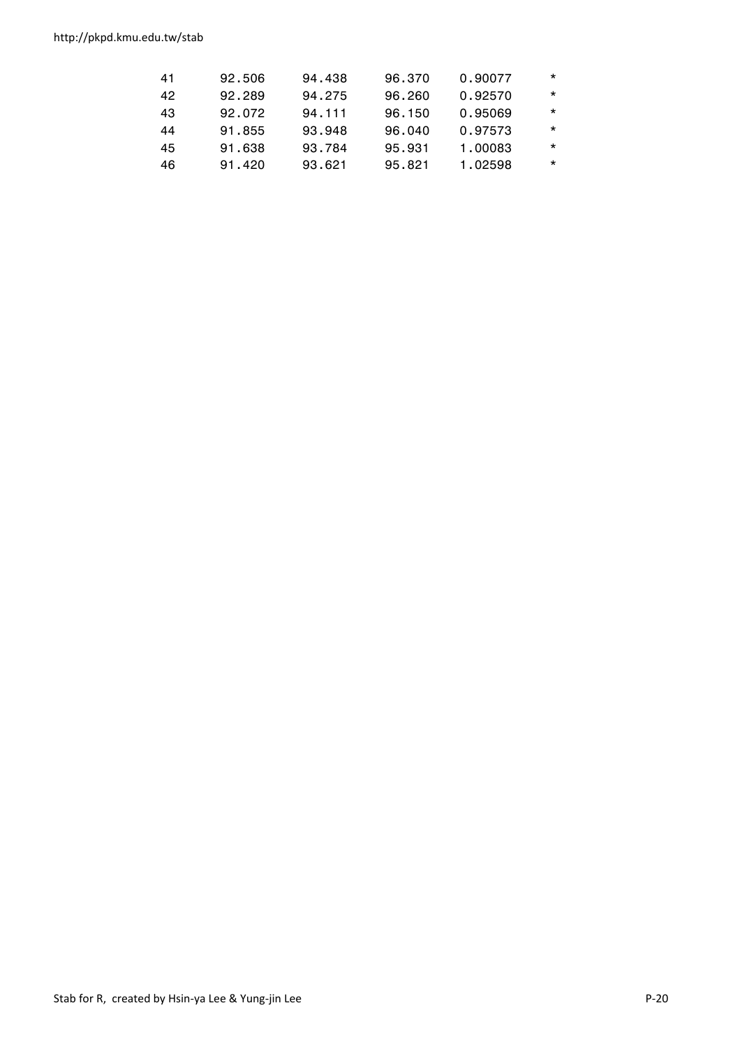```
 41     92.506    94.438    96.370    0.90077     *
 42     92.289    94.275    96.260    0.92570     *
 43     92.072    94.111    96.150    0.95069     *
 44     91.855    93.948    96.040    0.97573     *
 45     91.638    93.784    95.931    1.00083     *
 46     91.420    93.621    95.821    1.02598     *
```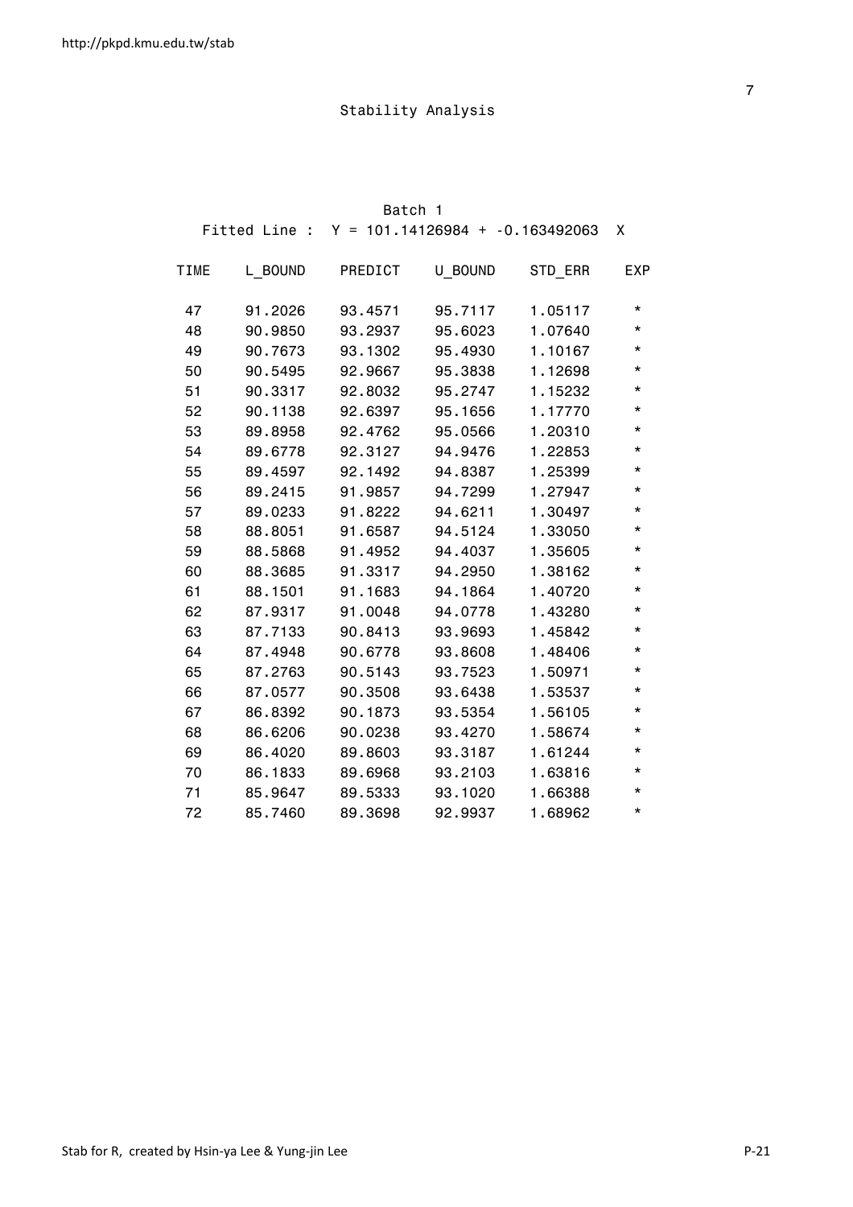## Stability Analysis

### Batch 1

Fitted Line :  Y = 101.14126984 + -0.163492063  X

| TIME | L_BOUND | PREDICT | U_BOUND | STD_ERR | EXP |
|---|---|---|---|---|---|
| 47 | 91.2026 | 93.4571 | 95.7117 | 1.05117 | * |
| 48 | 90.9850 | 93.2937 | 95.6023 | 1.07640 | * |
| 49 | 90.7673 | 93.1302 | 95.4930 | 1.10167 | * |
| 50 | 90.5495 | 92.9667 | 95.3838 | 1.12698 | * |
| 51 | 90.3317 | 92.8032 | 95.2747 | 1.15232 | * |
| 52 | 90.1138 | 92.6397 | 95.1656 | 1.17770 | * |
| 53 | 89.8958 | 92.4762 | 95.0566 | 1.20310 | * |
| 54 | 89.6778 | 92.3127 | 94.9476 | 1.22853 | * |
| 55 | 89.4597 | 92.1492 | 94.8387 | 1.25399 | * |
| 56 | 89.2415 | 91.9857 | 94.7299 | 1.27947 | * |
| 57 | 89.0233 | 91.8222 | 94.6211 | 1.30497 | * |
| 58 | 88.8051 | 91.6587 | 94.5124 | 1.33050 | * |
| 59 | 88.5868 | 91.4952 | 94.4037 | 1.35605 | * |
| 60 | 88.3685 | 91.3317 | 94.2950 | 1.38162 | * |
| 61 | 88.1501 | 91.1683 | 94.1864 | 1.40720 | * |
| 62 | 87.9317 | 91.0048 | 94.0778 | 1.43280 | * |
| 63 | 87.7133 | 90.8413 | 93.9693 | 1.45842 | * |
| 64 | 87.4948 | 90.6778 | 93.8608 | 1.48406 | * |
| 65 | 87.2763 | 90.5143 | 93.7523 | 1.50971 | * |
| 66 | 87.0577 | 90.3508 | 93.6438 | 1.53537 | * |
| 67 | 86.8392 | 90.1873 | 93.5354 | 1.56105 | * |
| 68 | 86.6206 | 90.0238 | 93.4270 | 1.58674 | * |
| 69 | 86.4020 | 89.8603 | 93.3187 | 1.61244 | * |
| 70 | 86.1833 | 89.6968 | 93.2103 | 1.63816 | * |
| 71 | 85.9647 | 89.5333 | 93.1020 | 1.66388 | * |
| 72 | 85.7460 | 89.3698 | 92.9937 | 1.68962 | * |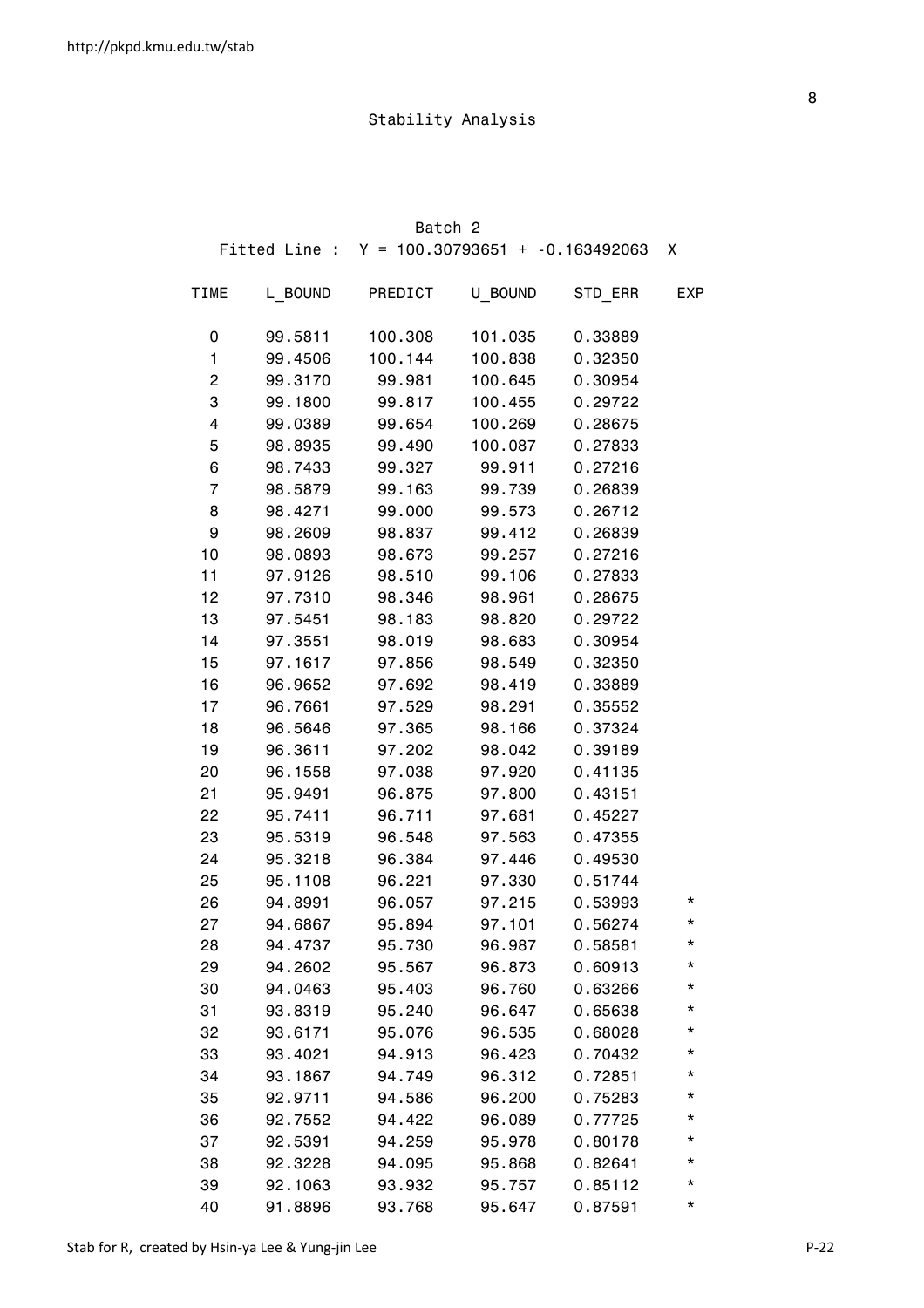Stability Analysis

Batch 2

Fitted Line :  Y = 100.30793651 + -0.163492063  X

| TIME | L_BOUND | PREDICT | U_BOUND | STD_ERR | EXP |
|---|---|---|---|---|---|
| 0 | 99.5811 | 100.308 | 101.035 | 0.33889 | |
| 1 | 99.4506 | 100.144 | 100.838 | 0.32350 | |
| 2 | 99.3170 | 99.981 | 100.645 | 0.30954 | |
| 3 | 99.1800 | 99.817 | 100.455 | 0.29722 | |
| 4 | 99.0389 | 99.654 | 100.269 | 0.28675 | |
| 5 | 98.8935 | 99.490 | 100.087 | 0.27833 | |
| 6 | 98.7433 | 99.327 | 99.911 | 0.27216 | |
| 7 | 98.5879 | 99.163 | 99.739 | 0.26839 | |
| 8 | 98.4271 | 99.000 | 99.573 | 0.26712 | |
| 9 | 98.2609 | 98.837 | 99.412 | 0.26839 | |
| 10 | 98.0893 | 98.673 | 99.257 | 0.27216 | |
| 11 | 97.9126 | 98.510 | 99.106 | 0.27833 | |
| 12 | 97.7310 | 98.346 | 98.961 | 0.28675 | |
| 13 | 97.5451 | 98.183 | 98.820 | 0.29722 | |
| 14 | 97.3551 | 98.019 | 98.683 | 0.30954 | |
| 15 | 97.1617 | 97.856 | 98.549 | 0.32350 | |
| 16 | 96.9652 | 97.692 | 98.419 | 0.33889 | |
| 17 | 96.7661 | 97.529 | 98.291 | 0.35552 | |
| 18 | 96.5646 | 97.365 | 98.166 | 0.37324 | |
| 19 | 96.3611 | 97.202 | 98.042 | 0.39189 | |
| 20 | 96.1558 | 97.038 | 97.920 | 0.41135 | |
| 21 | 95.9491 | 96.875 | 97.800 | 0.43151 | |
| 22 | 95.7411 | 96.711 | 97.681 | 0.45227 | |
| 23 | 95.5319 | 96.548 | 97.563 | 0.47355 | |
| 24 | 95.3218 | 96.384 | 97.446 | 0.49530 | |
| 25 | 95.1108 | 96.221 | 97.330 | 0.51744 | |
| 26 | 94.8991 | 96.057 | 97.215 | 0.53993 | * |
| 27 | 94.6867 | 95.894 | 97.101 | 0.56274 | * |
| 28 | 94.4737 | 95.730 | 96.987 | 0.58581 | * |
| 29 | 94.2602 | 95.567 | 96.873 | 0.60913 | * |
| 30 | 94.0463 | 95.403 | 96.760 | 0.63266 | * |
| 31 | 93.8319 | 95.240 | 96.647 | 0.65638 | * |
| 32 | 93.6171 | 95.076 | 96.535 | 0.68028 | * |
| 33 | 93.4021 | 94.913 | 96.423 | 0.70432 | * |
| 34 | 93.1867 | 94.749 | 96.312 | 0.72851 | * |
| 35 | 92.9711 | 94.586 | 96.200 | 0.75283 | * |
| 36 | 92.7552 | 94.422 | 96.089 | 0.77725 | * |
| 37 | 92.5391 | 94.259 | 95.978 | 0.80178 | * |
| 38 | 92.3228 | 94.095 | 95.868 | 0.82641 | * |
| 39 | 92.1063 | 93.932 | 95.757 | 0.85112 | * |
| 40 | 91.8896 | 93.768 | 95.647 | 0.87591 | * |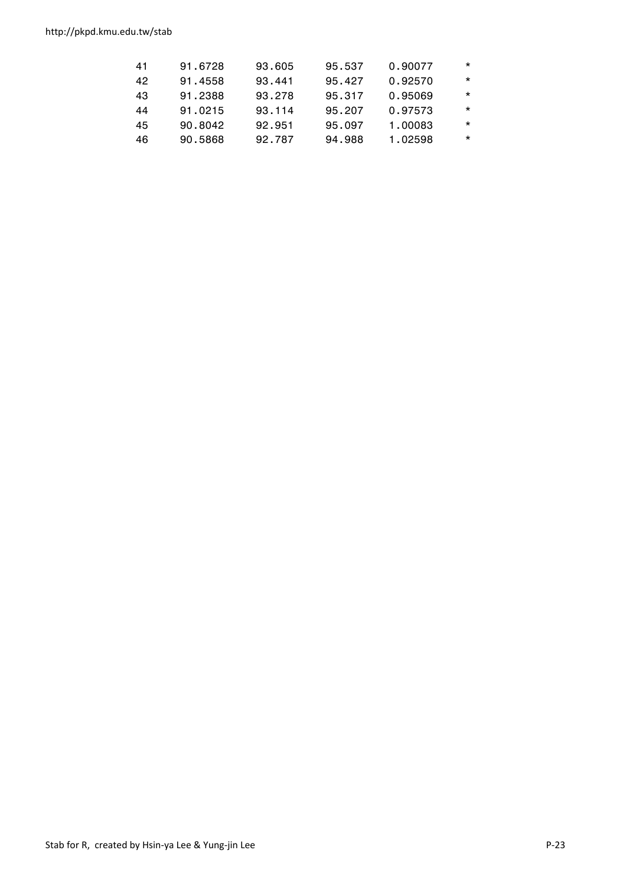```
 41     91.6728     93.605     95.537     0.90077     *
 42     91.4558     93.441     95.427     0.92570     *
 43     91.2388     93.278     95.317     0.95069     *
 44     91.0215     93.114     95.207     0.97573     *
 45     90.8042     92.951     95.097     1.00083     *
 46     90.5868     92.787     94.988     1.02598     *
```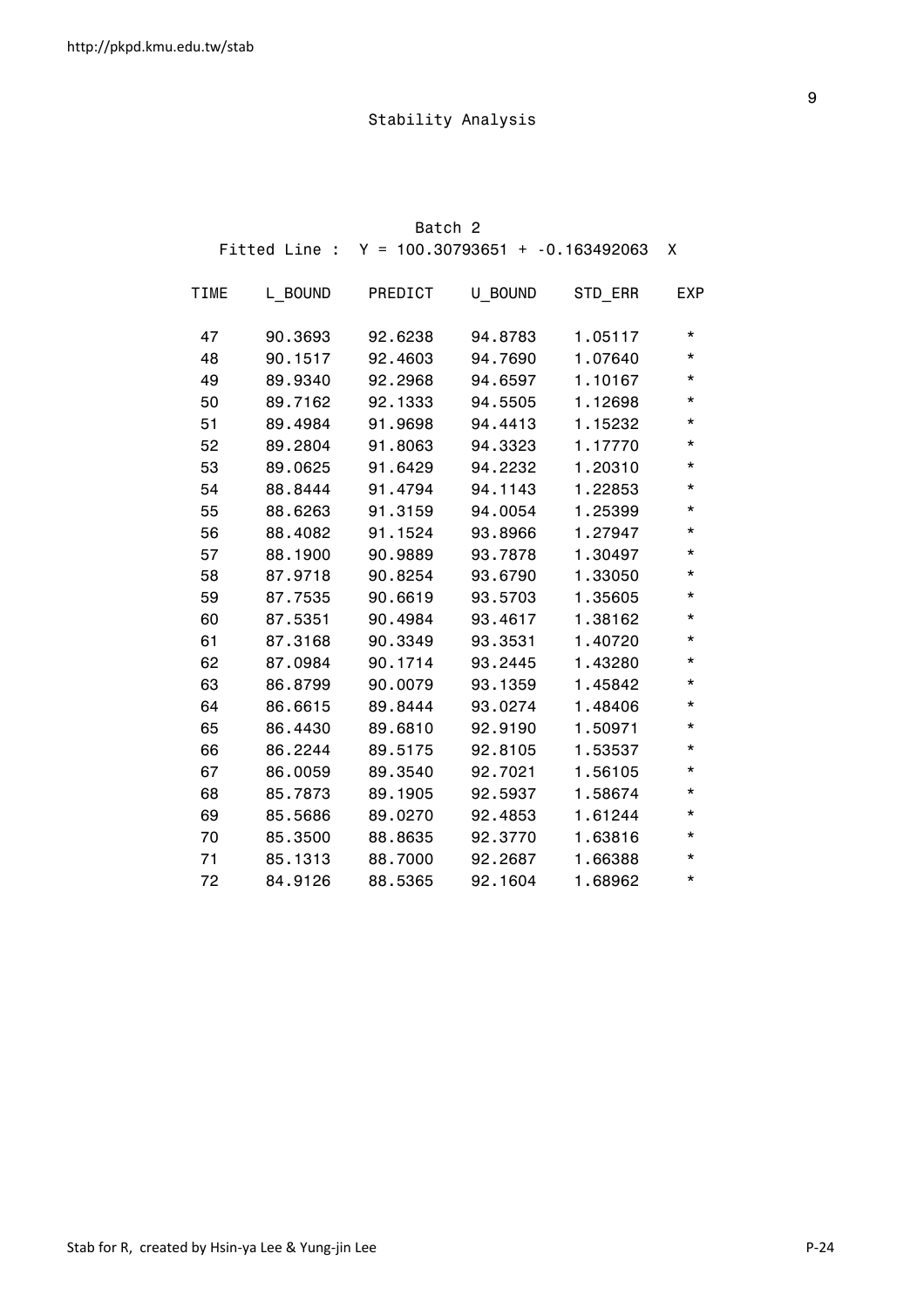# Stability Analysis

Batch 2

Fitted Line : Y = 100.30793651 + -0.163492063 X

| TIME | L_BOUND | PREDICT | U_BOUND | STD_ERR | EXP |
|---|---|---|---|---|---|
| 47 | 90.3693 | 92.6238 | 94.8783 | 1.05117 | * |
| 48 | 90.1517 | 92.4603 | 94.7690 | 1.07640 | * |
| 49 | 89.9340 | 92.2968 | 94.6597 | 1.10167 | * |
| 50 | 89.7162 | 92.1333 | 94.5505 | 1.12698 | * |
| 51 | 89.4984 | 91.9698 | 94.4413 | 1.15232 | * |
| 52 | 89.2804 | 91.8063 | 94.3323 | 1.17770 | * |
| 53 | 89.0625 | 91.6429 | 94.2232 | 1.20310 | * |
| 54 | 88.8444 | 91.4794 | 94.1143 | 1.22853 | * |
| 55 | 88.6263 | 91.3159 | 94.0054 | 1.25399 | * |
| 56 | 88.4082 | 91.1524 | 93.8966 | 1.27947 | * |
| 57 | 88.1900 | 90.9889 | 93.7878 | 1.30497 | * |
| 58 | 87.9718 | 90.8254 | 93.6790 | 1.33050 | * |
| 59 | 87.7535 | 90.6619 | 93.5703 | 1.35605 | * |
| 60 | 87.5351 | 90.4984 | 93.4617 | 1.38162 | * |
| 61 | 87.3168 | 90.3349 | 93.3531 | 1.40720 | * |
| 62 | 87.0984 | 90.1714 | 93.2445 | 1.43280 | * |
| 63 | 86.8799 | 90.0079 | 93.1359 | 1.45842 | * |
| 64 | 86.6615 | 89.8444 | 93.0274 | 1.48406 | * |
| 65 | 86.4430 | 89.6810 | 92.9190 | 1.50971 | * |
| 66 | 86.2244 | 89.5175 | 92.8105 | 1.53537 | * |
| 67 | 86.0059 | 89.3540 | 92.7021 | 1.56105 | * |
| 68 | 85.7873 | 89.1905 | 92.5937 | 1.58674 | * |
| 69 | 85.5686 | 89.0270 | 92.4853 | 1.61244 | * |
| 70 | 85.3500 | 88.8635 | 92.3770 | 1.63816 | * |
| 71 | 85.1313 | 88.7000 | 92.2687 | 1.66388 | * |
| 72 | 84.9126 | 88.5365 | 92.1604 | 1.68962 | * |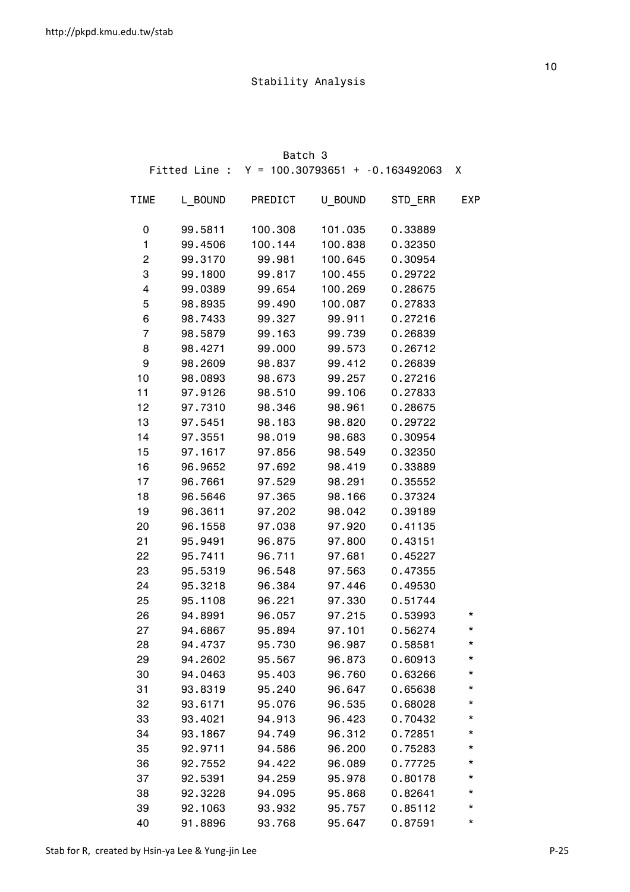Stability Analysis

Batch 3

Fitted Line : Y = 100.30793651 + -0.163492063 X

| TIME | L_BOUND | PREDICT | U_BOUND | STD_ERR | EXP |
|---|---|---|---|---|---|
| 0 | 99.5811 | 100.308 | 101.035 | 0.33889 | |
| 1 | 99.4506 | 100.144 | 100.838 | 0.32350 | |
| 2 | 99.3170 | 99.981 | 100.645 | 0.30954 | |
| 3 | 99.1800 | 99.817 | 100.455 | 0.29722 | |
| 4 | 99.0389 | 99.654 | 100.269 | 0.28675 | |
| 5 | 98.8935 | 99.490 | 100.087 | 0.27833 | |
| 6 | 98.7433 | 99.327 | 99.911 | 0.27216 | |
| 7 | 98.5879 | 99.163 | 99.739 | 0.26839 | |
| 8 | 98.4271 | 99.000 | 99.573 | 0.26712 | |
| 9 | 98.2609 | 98.837 | 99.412 | 0.26839 | |
| 10 | 98.0893 | 98.673 | 99.257 | 0.27216 | |
| 11 | 97.9126 | 98.510 | 99.106 | 0.27833 | |
| 12 | 97.7310 | 98.346 | 98.961 | 0.28675 | |
| 13 | 97.5451 | 98.183 | 98.820 | 0.29722 | |
| 14 | 97.3551 | 98.019 | 98.683 | 0.30954 | |
| 15 | 97.1617 | 97.856 | 98.549 | 0.32350 | |
| 16 | 96.9652 | 97.692 | 98.419 | 0.33889 | |
| 17 | 96.7661 | 97.529 | 98.291 | 0.35552 | |
| 18 | 96.5646 | 97.365 | 98.166 | 0.37324 | |
| 19 | 96.3611 | 97.202 | 98.042 | 0.39189 | |
| 20 | 96.1558 | 97.038 | 97.920 | 0.41135 | |
| 21 | 95.9491 | 96.875 | 97.800 | 0.43151 | |
| 22 | 95.7411 | 96.711 | 97.681 | 0.45227 | |
| 23 | 95.5319 | 96.548 | 97.563 | 0.47355 | |
| 24 | 95.3218 | 96.384 | 97.446 | 0.49530 | |
| 25 | 95.1108 | 96.221 | 97.330 | 0.51744 | |
| 26 | 94.8991 | 96.057 | 97.215 | 0.53993 | * |
| 27 | 94.6867 | 95.894 | 97.101 | 0.56274 | * |
| 28 | 94.4737 | 95.730 | 96.987 | 0.58581 | * |
| 29 | 94.2602 | 95.567 | 96.873 | 0.60913 | * |
| 30 | 94.0463 | 95.403 | 96.760 | 0.63266 | * |
| 31 | 93.8319 | 95.240 | 96.647 | 0.65638 | * |
| 32 | 93.6171 | 95.076 | 96.535 | 0.68028 | * |
| 33 | 93.4021 | 94.913 | 96.423 | 0.70432 | * |
| 34 | 93.1867 | 94.749 | 96.312 | 0.72851 | * |
| 35 | 92.9711 | 94.586 | 96.200 | 0.75283 | * |
| 36 | 92.7552 | 94.422 | 96.089 | 0.77725 | * |
| 37 | 92.5391 | 94.259 | 95.978 | 0.80178 | * |
| 38 | 92.3228 | 94.095 | 95.868 | 0.82641 | * |
| 39 | 92.1063 | 93.932 | 95.757 | 0.85112 | * |
| 40 | 91.8896 | 93.768 | 95.647 | 0.87591 | * |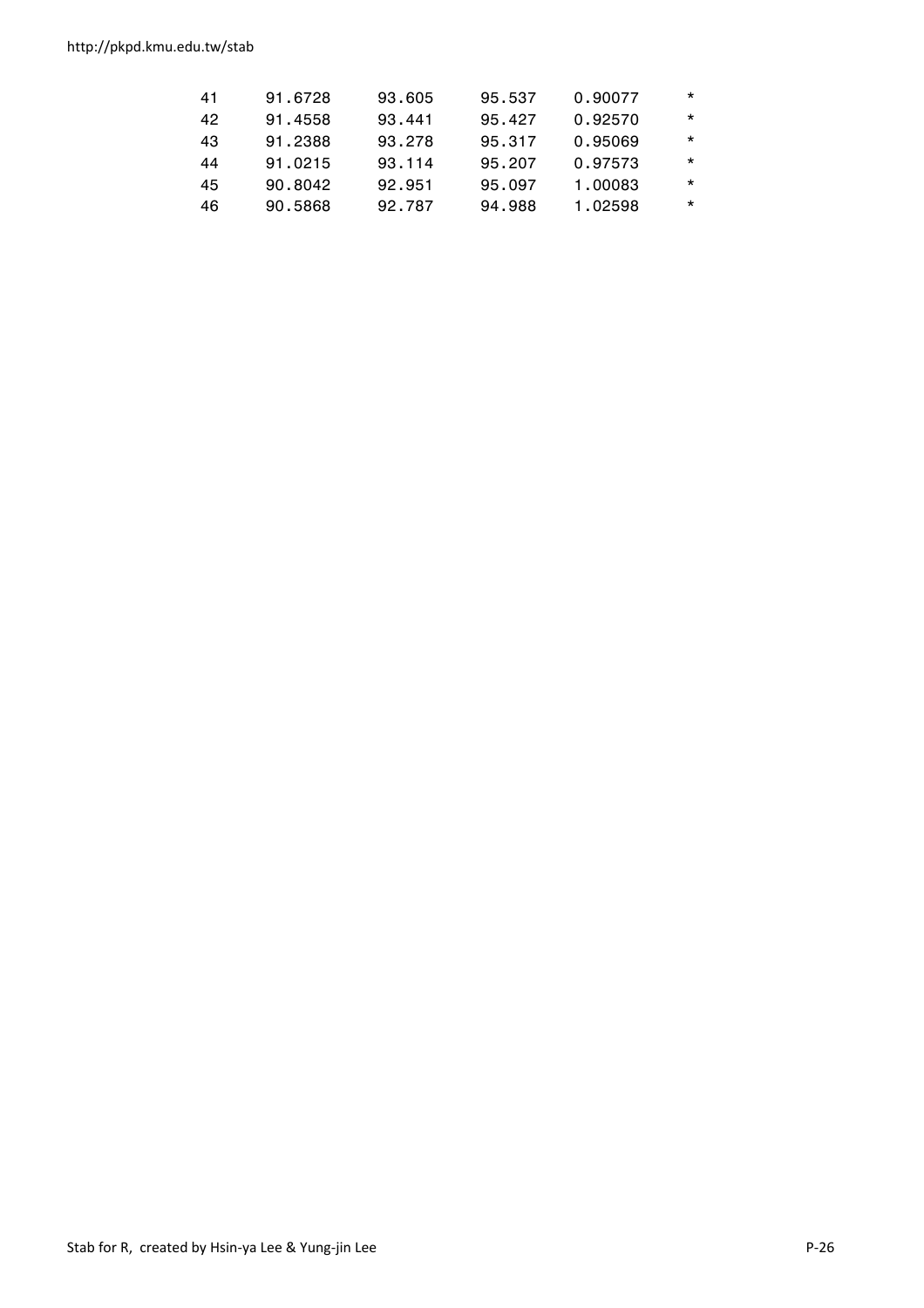```
 41     91.6728     93.605     95.537     0.90077      *
 42     91.4558     93.441     95.427     0.92570      *
 43     91.2388     93.278     95.317     0.95069      *
 44     91.0215     93.114     95.207     0.97573      *
 45     90.8042     92.951     95.097     1.00083      *
 46     90.5868     92.787     94.988     1.02598      *
```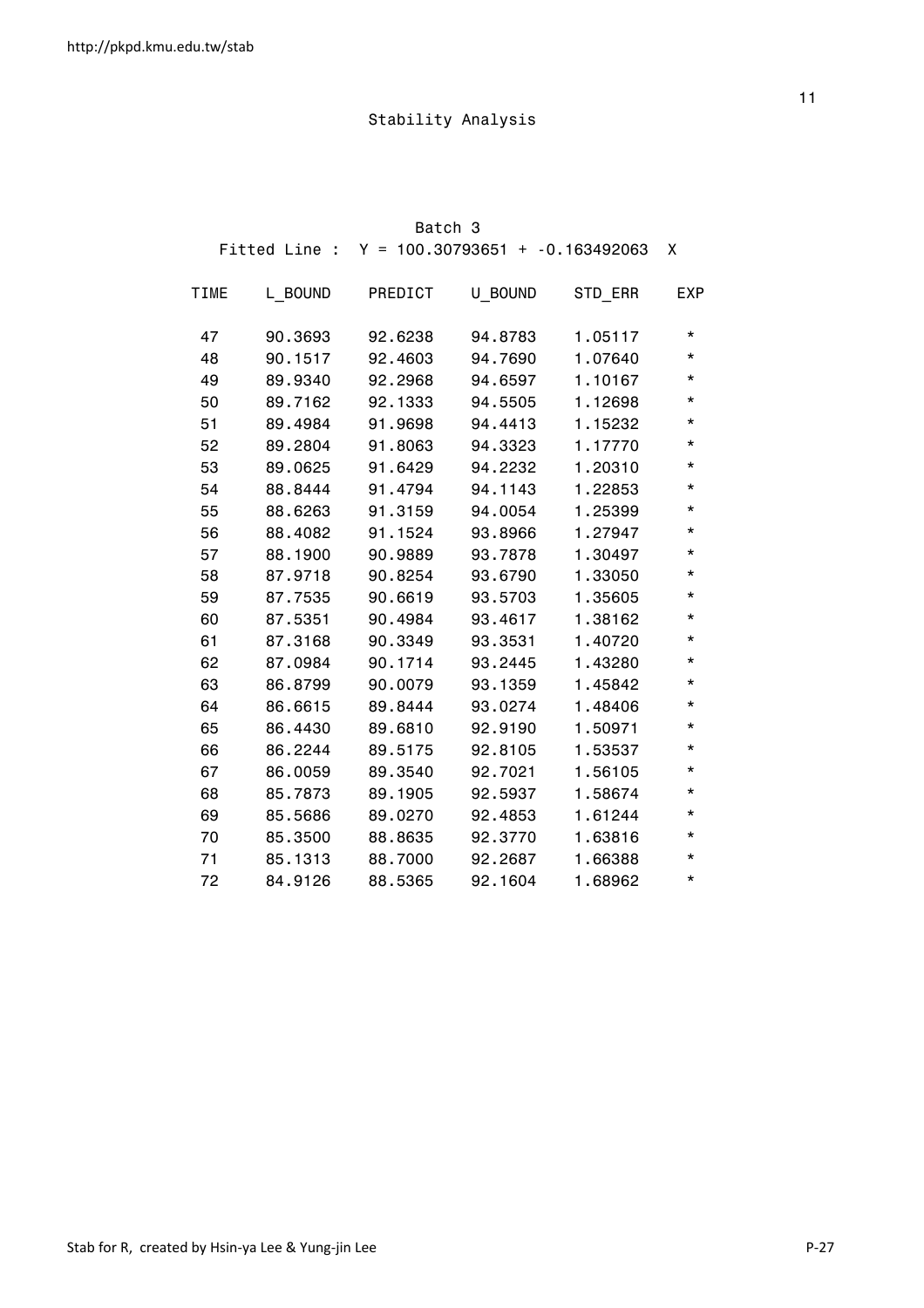# Stability Analysis

## Batch 3

Fitted Line : Y = 100.30793651 + -0.163492063 X

| TIME | L_BOUND | PREDICT | U_BOUND | STD_ERR | EXP |
|---|---|---|---|---|---|
| 47 | 90.3693 | 92.6238 | 94.8783 | 1.05117 | * |
| 48 | 90.1517 | 92.4603 | 94.7690 | 1.07640 | * |
| 49 | 89.9340 | 92.2968 | 94.6597 | 1.10167 | * |
| 50 | 89.7162 | 92.1333 | 94.5505 | 1.12698 | * |
| 51 | 89.4984 | 91.9698 | 94.4413 | 1.15232 | * |
| 52 | 89.2804 | 91.8063 | 94.3323 | 1.17770 | * |
| 53 | 89.0625 | 91.6429 | 94.2232 | 1.20310 | * |
| 54 | 88.8444 | 91.4794 | 94.1143 | 1.22853 | * |
| 55 | 88.6263 | 91.3159 | 94.0054 | 1.25399 | * |
| 56 | 88.4082 | 91.1524 | 93.8966 | 1.27947 | * |
| 57 | 88.1900 | 90.9889 | 93.7878 | 1.30497 | * |
| 58 | 87.9718 | 90.8254 | 93.6790 | 1.33050 | * |
| 59 | 87.7535 | 90.6619 | 93.5703 | 1.35605 | * |
| 60 | 87.5351 | 90.4984 | 93.4617 | 1.38162 | * |
| 61 | 87.3168 | 90.3349 | 93.3531 | 1.40720 | * |
| 62 | 87.0984 | 90.1714 | 93.2445 | 1.43280 | * |
| 63 | 86.8799 | 90.0079 | 93.1359 | 1.45842 | * |
| 64 | 86.6615 | 89.8444 | 93.0274 | 1.48406 | * |
| 65 | 86.4430 | 89.6810 | 92.9190 | 1.50971 | * |
| 66 | 86.2244 | 89.5175 | 92.8105 | 1.53537 | * |
| 67 | 86.0059 | 89.3540 | 92.7021 | 1.56105 | * |
| 68 | 85.7873 | 89.1905 | 92.5937 | 1.58674 | * |
| 69 | 85.5686 | 89.0270 | 92.4853 | 1.61244 | * |
| 70 | 85.3500 | 88.8635 | 92.3770 | 1.63816 | * |
| 71 | 85.1313 | 88.7000 | 92.2687 | 1.66388 | * |
| 72 | 84.9126 | 88.5365 | 92.1604 | 1.68962 | * |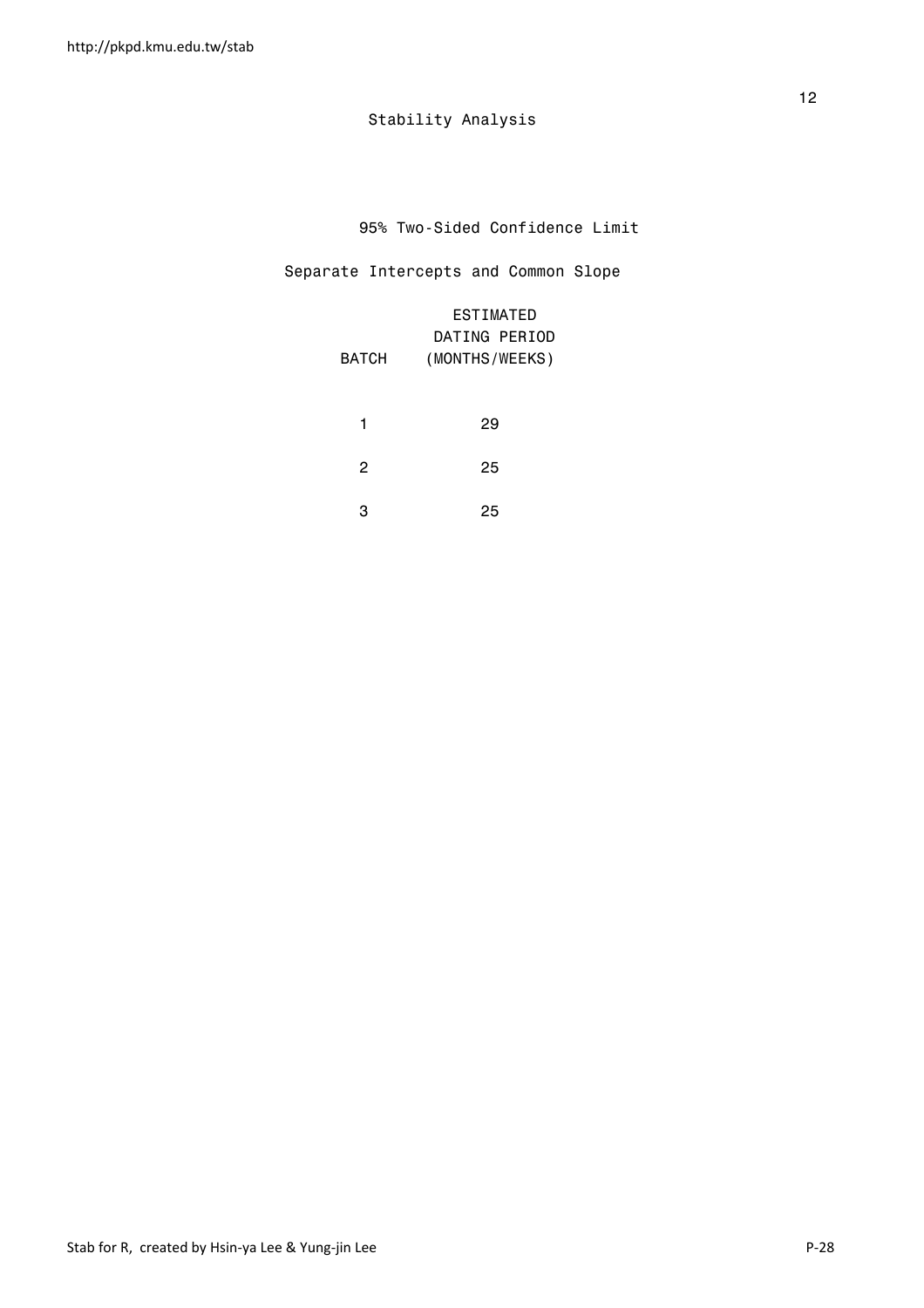Stability Analysis

95% Two-Sided Confidence Limit

Separate Intercepts and Common Slope

| BATCH | ESTIMATED DATING PERIOD (MONTHS/WEEKS) |
|---|---|
| 1 | 29 |
| 2 | 25 |
| 3 | 25 |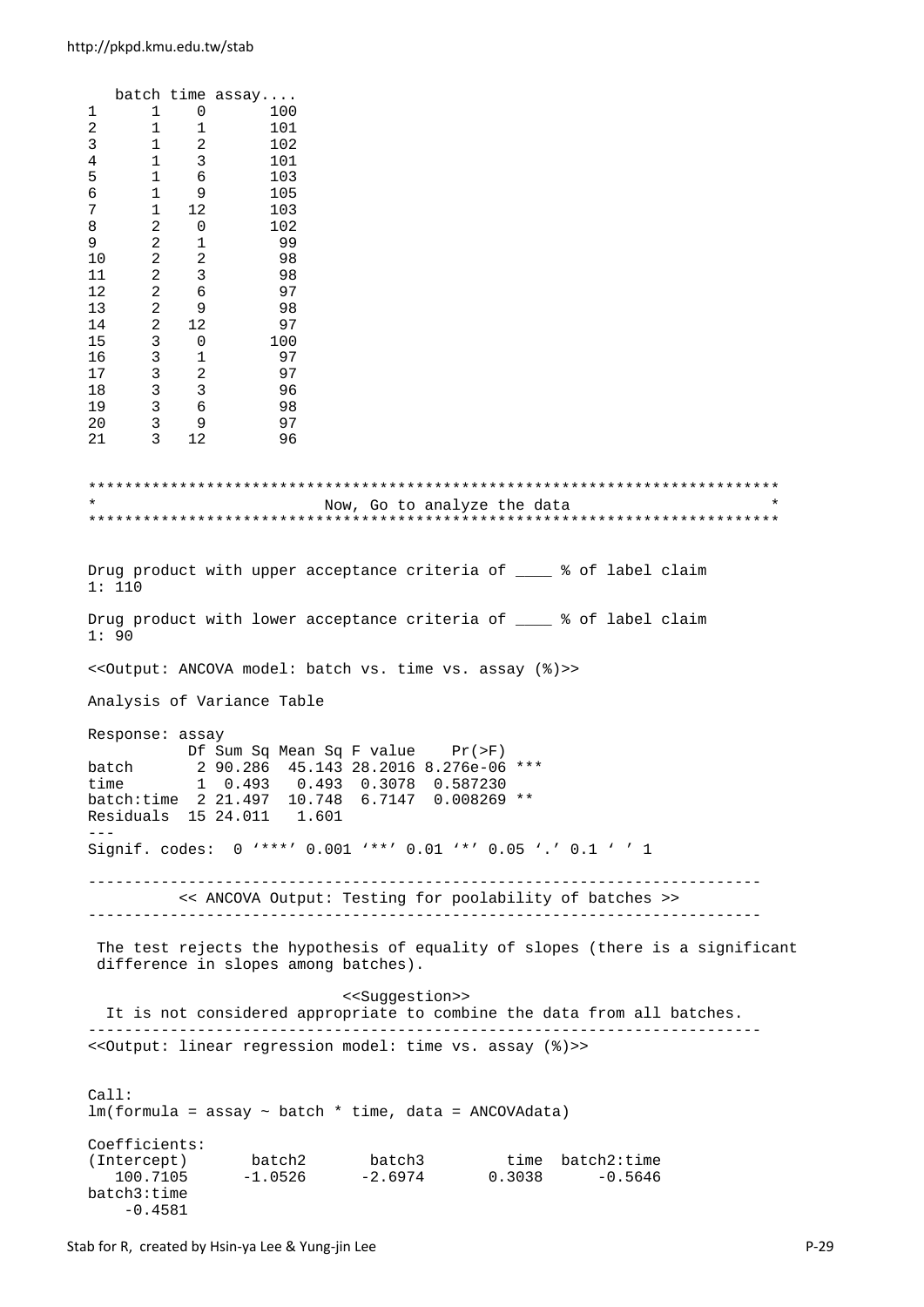```
   batch time assay....
1      1    0       100
2      1    1       101
3      1    2       102
4      1    3       101
5      1    6       103
6      1    9       105
7      1   12       103
8      2    0       102
9      2    1        99
10     2    2        98
11     2    3        98
12     2    6        97
13     2    9        98
14     2   12        97
15     3    0       100
16     3    1        97
17     3    2        97
18     3    3        96
19     3    6        98
20     3    9        97
21     3   12        96

****************************************************************************
*                          Now, Go to analyze the data                     *
****************************************************************************

Drug product with upper acceptance criteria of ____ % of label claim
1: 110

Drug product with lower acceptance criteria of ____ % of label claim
1: 90

<<Output: ANCOVA model: batch vs. time vs. assay (%)>>

Analysis of Variance Table

Response: assay
           Df Sum Sq Mean Sq F value    Pr(>F)
batch       2 90.286  45.143 28.2016 8.276e-06 ***
time        1  0.493   0.493  0.3078  0.587230
batch:time  2 21.497  10.748  6.7147  0.008269 **
Residuals  15 24.011   1.601
---
Signif. codes:  0 '***' 0.001 '**' 0.01 '*' 0.05 '.' 0.1 ' ' 1

--------------------------------------------------------------------------
          << ANCOVA Output: Testing for poolability of batches >>
--------------------------------------------------------------------------

 The test rejects the hypothesis of equality of slopes (there is a significant
 difference in slopes among batches).

                             <<Suggestion>>
  It is not considered appropriate to combine the data from all batches.
--------------------------------------------------------------------------
<<Output: linear regression model: time vs. assay (%)>>


Call:
lm(formula = assay ~ batch * time, data = ANCOVAdata)

Coefficients:
(Intercept)       batch2       batch3         time  batch2:time
   100.7105      -1.0526      -2.6974       0.3038      -0.5646
batch3:time
    -0.4581
```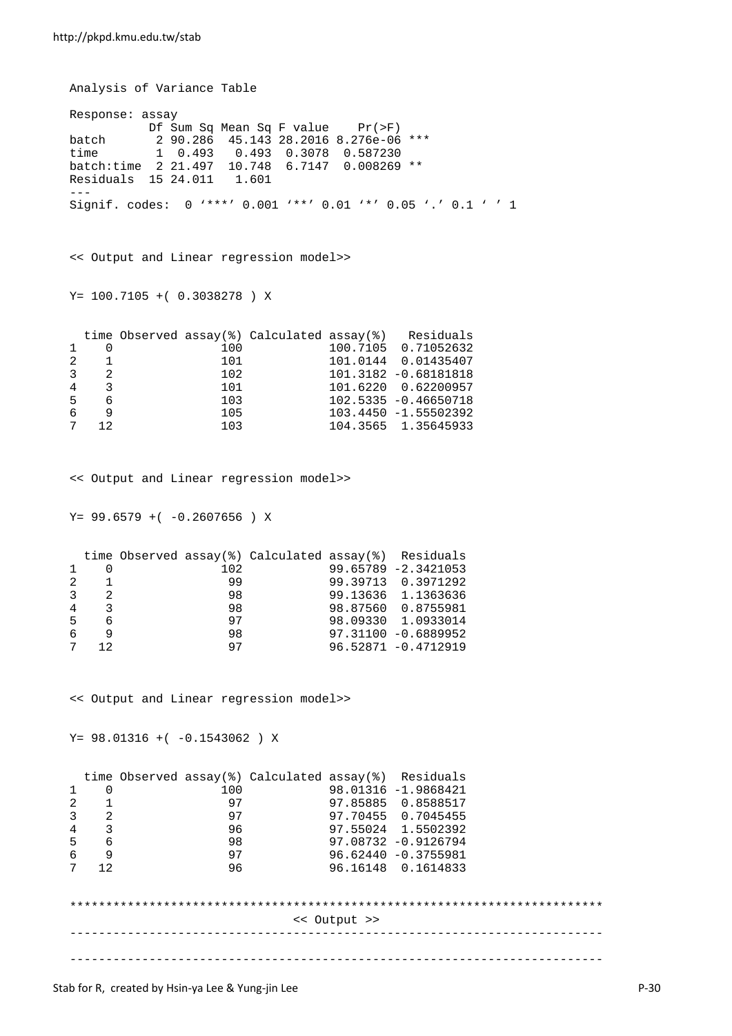```
Analysis of Variance Table

Response: assay
           Df Sum Sq Mean Sq F value    Pr(>F)    
batch       2 90.286  45.143 28.2016 8.276e-06 ***
time        1  0.493   0.493  0.3078  0.587230    
batch:time  2 21.497  10.748  6.7147  0.008269 ** 
Residuals  15 24.011   1.601                      
---
Signif. codes:  0 ‘***’ 0.001 ‘**’ 0.01 ‘*’ 0.05 ‘.’ 0.1 ‘ ’ 1


<< Output and Linear regression model>>

Y= 100.7105 +( 0.3038278 ) X

  time Observed assay(%) Calculated assay(%)   Residuals
1    0               100            100.7105  0.71052632
2    1               101            101.0144  0.01435407
3    2               102            101.3182 -0.68181818
4    3               101            101.6220  0.62200957
5    6               103            102.5335 -0.46650718
6    9               105            103.4450 -1.55502392
7   12               103            104.3565  1.35645933


<< Output and Linear regression model>>

Y= 99.6579 +( -0.2607656 ) X

  time Observed assay(%) Calculated assay(%)  Residuals
1    0               102            99.65789 -2.3421053
2    1                99            99.39713  0.3971292
3    2                98            99.13636  1.1363636
4    3                98            98.87560  0.8755981
5    6                97            98.09330  1.0933014
6    9                98            97.31100 -0.6889952
7   12                97            96.52871 -0.4712919


<< Output and Linear regression model>>

Y= 98.01316 +( -0.1543062 ) X

  time Observed assay(%) Calculated assay(%)  Residuals
1    0               100            98.01316 -1.9868421
2    1                97            97.85885  0.8588517
3    2                97            97.70455  0.7045455
4    3                96            97.55024  1.5502392
5    6                98            97.08732 -0.9126794
6    9                97            96.62440 -0.3755981
7   12                96            96.16148  0.1614833

************************************************************************
                              << Output >>
------------------------------------------------------------------------

------------------------------------------------------------------------
```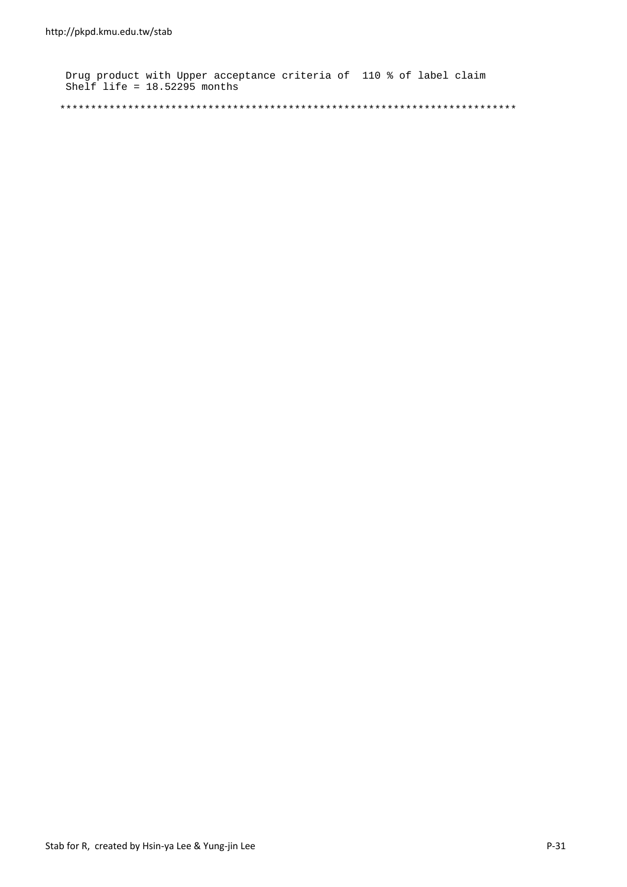```
 Drug product with Upper acceptance criteria of  110 % of label claim
 Shelf life = 18.52295 months

*****************************************************************************
```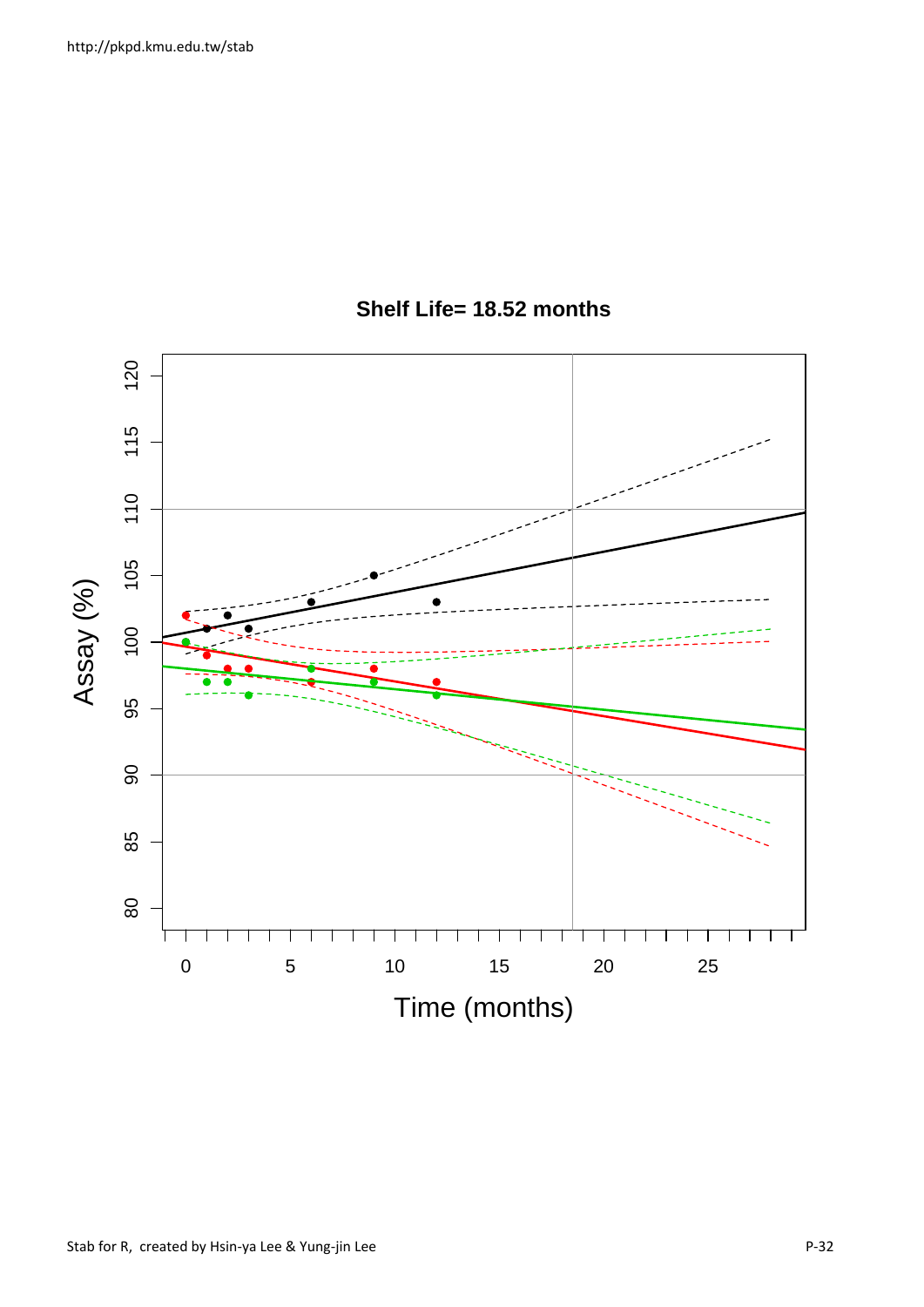**Shelf Life= 18.52 months**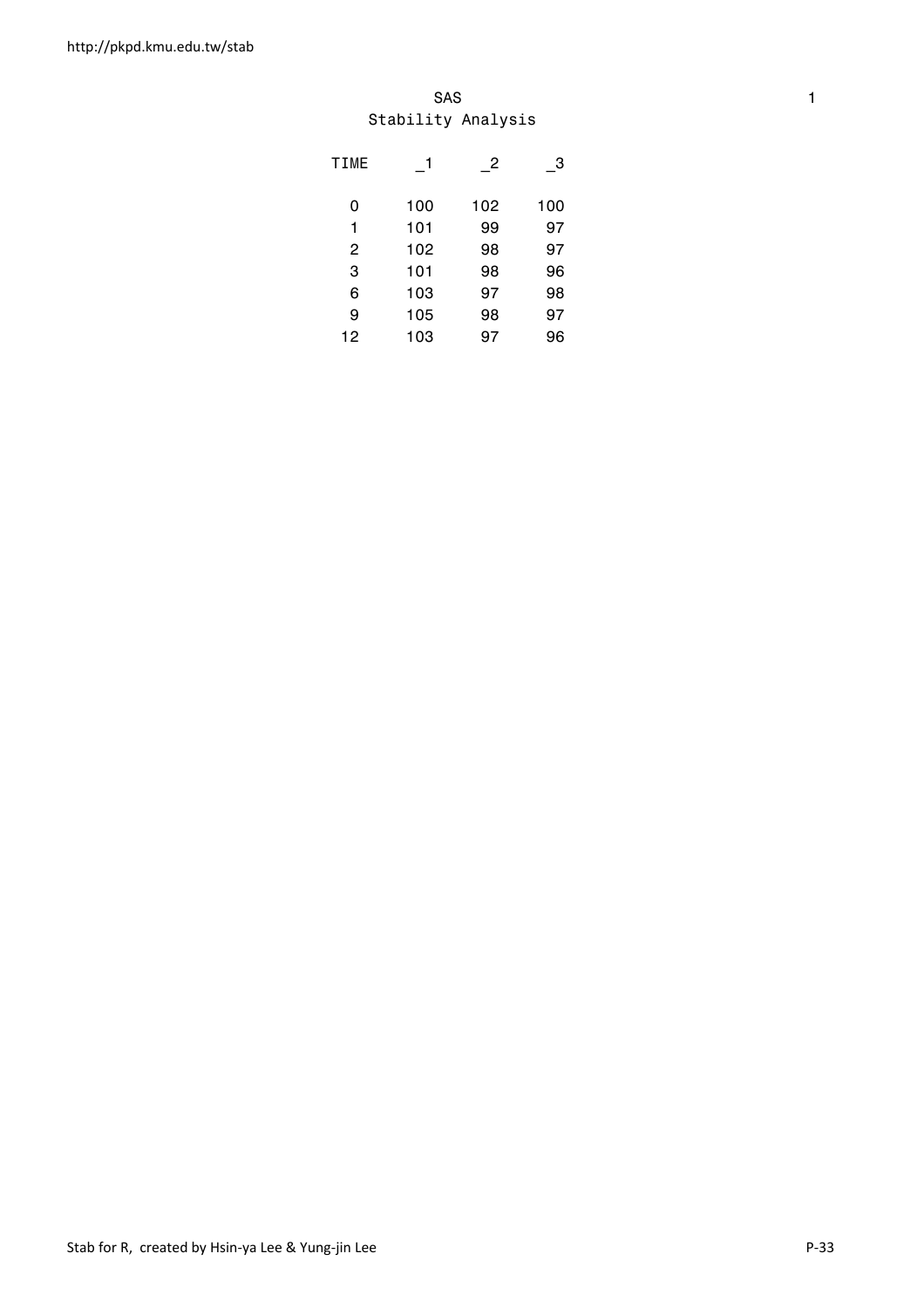SAS

Stability Analysis

| TIME | _1 | _2 | _3 |
|---|---|---|---|
| 0 | 100 | 102 | 100 |
| 1 | 101 | 99 | 97 |
| 2 | 102 | 98 | 97 |
| 3 | 101 | 98 | 96 |
| 6 | 103 | 97 | 98 |
| 9 | 105 | 98 | 97 |
| 12 | 103 | 97 | 96 |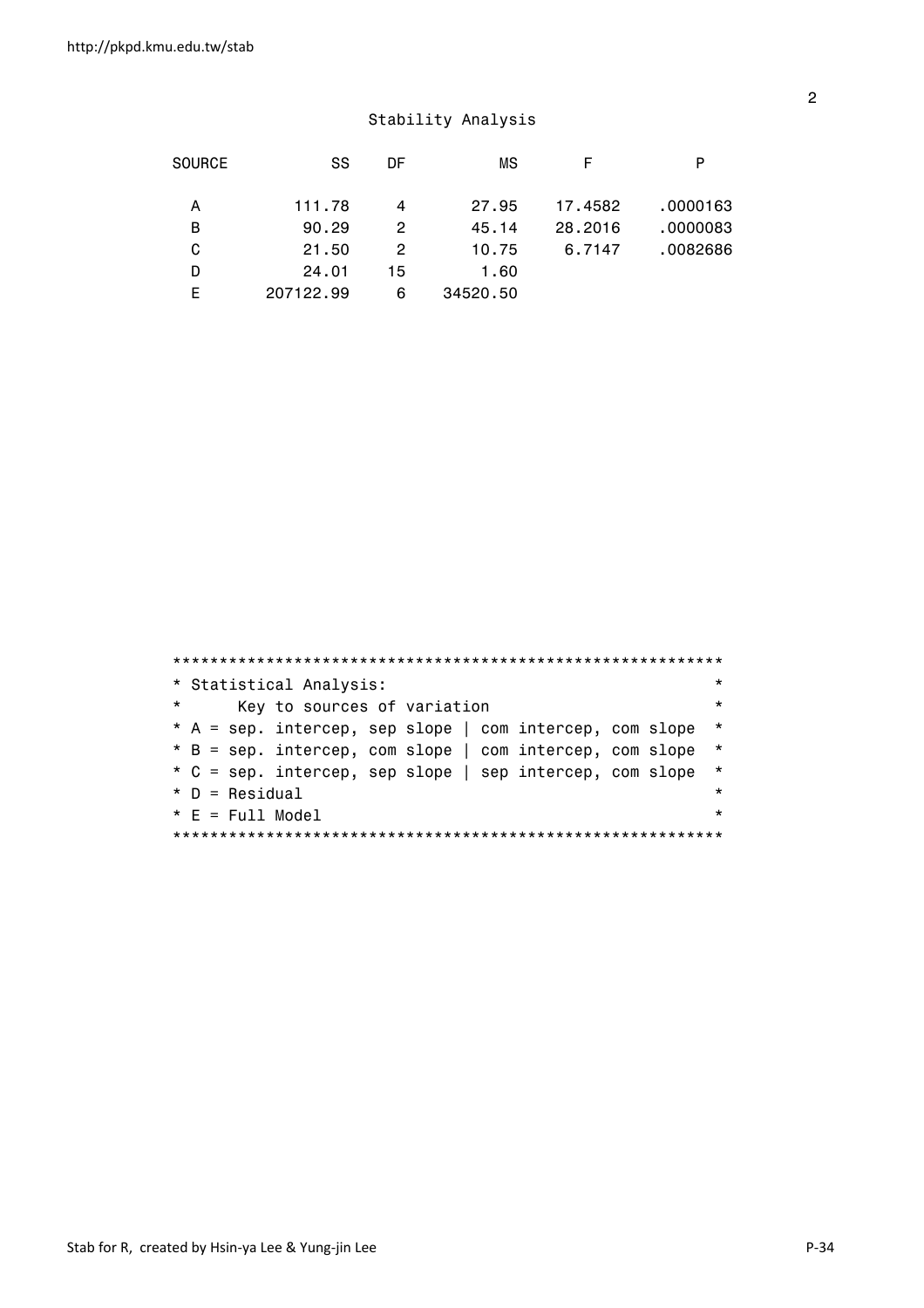## Stability Analysis

| SOURCE | SS | DF | MS | F | P |
|---|---|---|---|---|---|
| A | 111.78 | 4 | 27.95 | 17.4582 | .0000163 |
| B | 90.29 | 2 | 45.14 | 28.2016 | .0000083 |
| C | 21.50 | 2 | 10.75 | 6.7147 | .0082686 |
| D | 24.01 | 15 | 1.60 | | |
| E | 207122.99 | 6 | 34520.50 | | |

```
**********************************************************
* Statistical Analysis:                                  *
*      Key to sources of variation                       *
* A = sep. intercep, sep slope | com intercep, com slope  *
* B = sep. intercep, com slope | com intercep, com slope  *
* C = sep. intercep, sep slope | sep intercep, com slope  *
* D = Residual                                           *
* E = Full Model                                         *
**********************************************************
```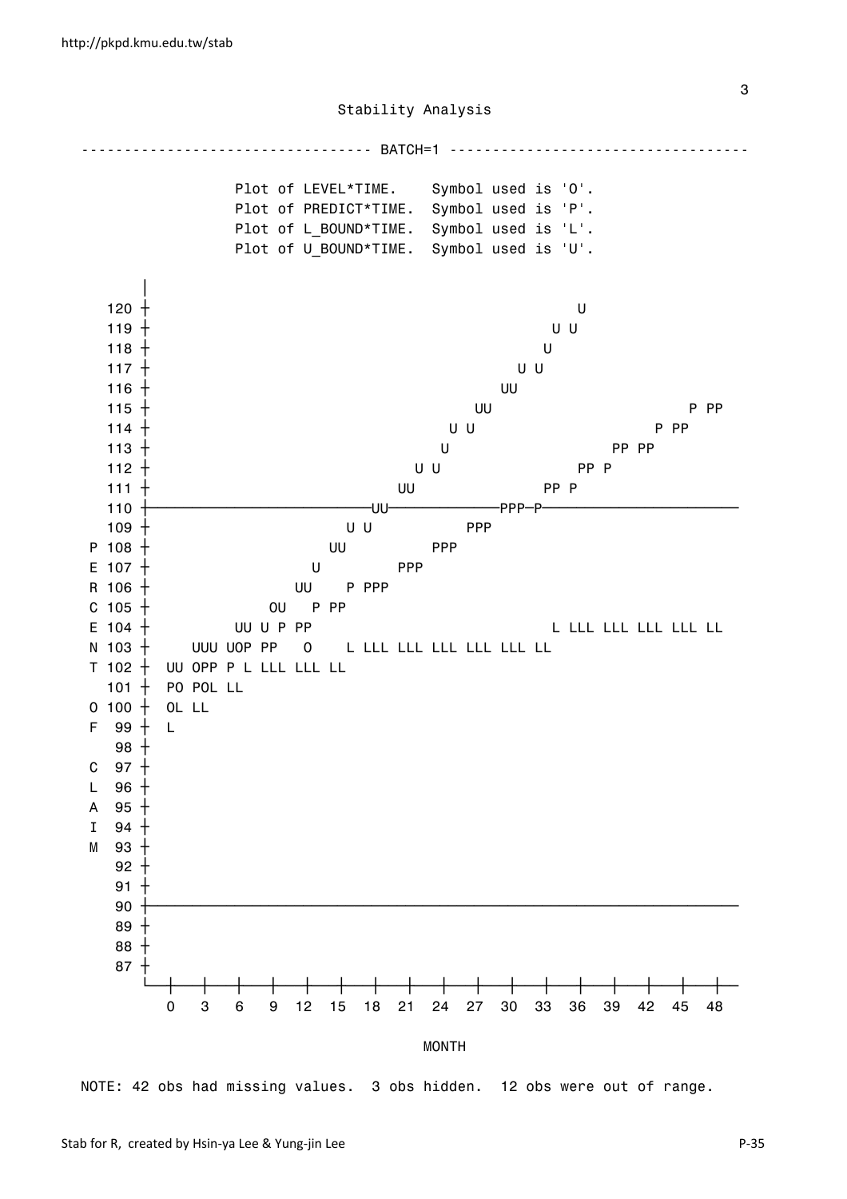Stability Analysis

```
---------------------------------- BATCH=1 ----------------------------------

              Plot of LEVEL*TIME.    Symbol used is 'O'.
              Plot of PREDICT*TIME.  Symbol used is 'P'.
              Plot of L_BOUND*TIME.  Symbol used is 'L'.
              Plot of U_BOUND*TIME.  Symbol used is 'U'.

       |
   120 +                                                   U
   119 +                                                U U
   118 +                                               U
   117 +                                             U U
   116 +                                           UU
   115 +                                        UU                    P PP
   114 +                                      U U                  P PP
   113 +                                     U                 PP PP
   112 +                                   U U              PP P
   111 +                                 UU              PP P
   110 +---------------------------------UU-----------PPP--P--------------------
   109 +                              U U          PPP
 P 108 +                            UU         PPP
 E 107 +                          U         PPP
 R 106 +                        UU    P PPP
 C 105 +                     OU   P PP
 E 104 +               UU U P PP                        L LLL LLL LLL LLL LL
 N 103 +          UUU UOP PP   O    L LLL LLL LLL LLL LLL LL
 T 102 +     UU OPP P L LLL LLL LL
   101 +     PO POL LL
 O 100 +     OL LL
 F  99 +     L
    98 +
 C  97 +
 L  96 +
 A  95 +
 I  94 +
 M  93 +
    92 +
    91 +
    90 +------------------------------------------------------------------------
    89 +
    88 +
    87 +
       ---+----+----+----+----+----+----+----+----+----+----+----+----+----+----+----+----+--
          0    3    6    9   12   15   18   21   24   27   30   33   36   39   42   45   48

                                          MONTH

NOTE: 42 obs had missing values.  3 obs hidden.  12 obs were out of range.
```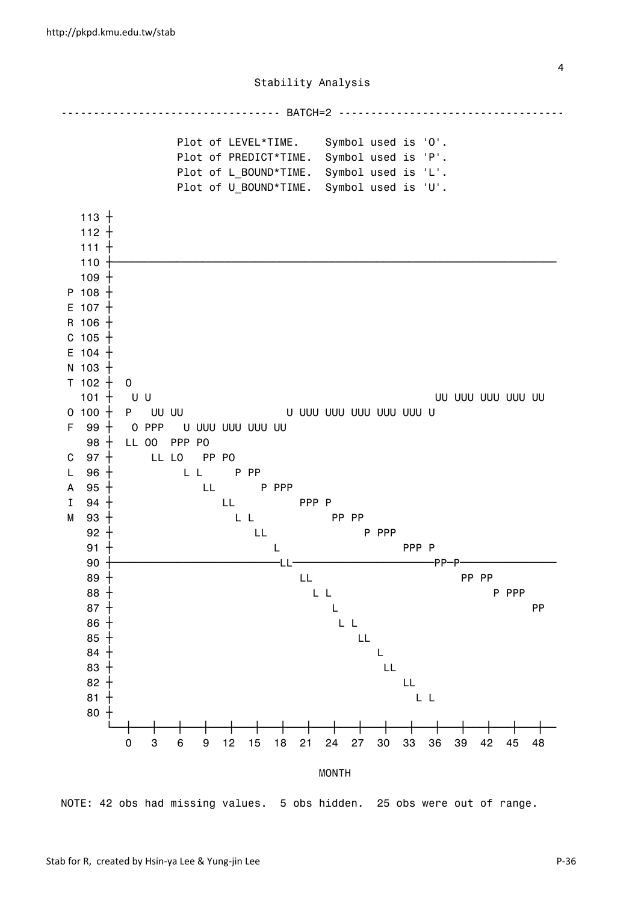```
                         Stability Analysis

---------------------------------- BATCH=2 ----------------------------------

              Plot of LEVEL*TIME.    Symbol used is 'O'.
              Plot of PREDICT*TIME.  Symbol used is 'P'.
              Plot of L_BOUND*TIME.  Symbol used is 'L'.
              Plot of U_BOUND*TIME.  Symbol used is 'U'.

       113 +
       112 +
       111 +
       110 +-------------------------------------------------------------------
       109 +
     P 108 +
     E 107 +
     R 106 +
     C 105 +
     E 104 +
     N 103 +
     T 102 +  O
       101 +   U U                                           UU UUU UUU UUU UU
     O 100 +  P   UU UU              U UUU UUU UUU UUU UUU U
     F  99 +   O PPP   U UUU UUU UUU UU
        98 +  LL OO  PPP PO
     C  97 +      LL LO   PP PO
     L  96 +           L L     P PP
     A  95 +              LL       P PPP
     I  94 +                 LL          PPP P
     M  93 +                   L L           PP PP
        92 +                      LL              P PPP
        91 +                        L                   PPP P
        90 +-------------------------LL----------------------PP-P--------------
        89 +                            LL                       PP PP
        88 +                              L L                         P PPP
        87 +                                 L                              PP
        86 +                                  L L
        85 +                                     LL
        84 +                                       L
        83 +                                        LL
        82 +                                           LL
        81 +                                             L L
        80 +
           --+---+---+---+---+---+---+---+---+---+---+---+---+---+---+---+---+--
             0   3   6   9  12  15  18  21  24  27  30  33  36  39  42  45  48

                                        MONTH

NOTE: 42 obs had missing values.  5 obs hidden.  25 obs were out of range.
```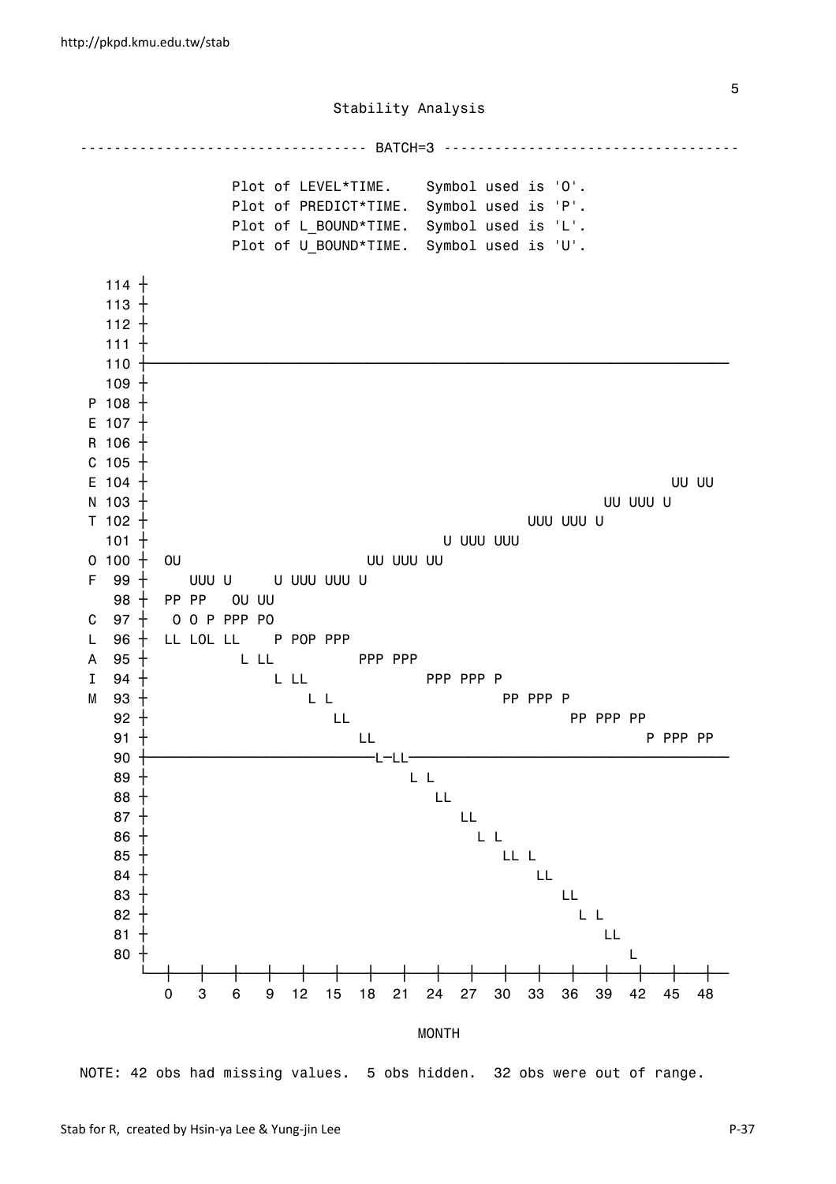```
                              Stability Analysis

--------------------------------- BATCH=3 ----------------------------------

                 Plot of LEVEL*TIME.    Symbol used is 'O'.
                 Plot of PREDICT*TIME.  Symbol used is 'P'.
                 Plot of L_BOUND*TIME.  Symbol used is 'L'.
                 Plot of U_BOUND*TIME.  Symbol used is 'U'.

   114 +
   113 +
   112 +
   111 +
   110 +----------------------------------------------------------------------
   109 +
 P 108 +
 E 107 +
 R 106 +
 C 105 +
 E 104 +                                                              UU UU
 N 103 +                                                      UU UUU U
 T 102 +                                              UUU UUU U
   101 +                                    U UUU UUU
 O 100 +  OU                        UU UUU UU
 F  99 +     UUU U      U UUU UUU U
    98 +  PP PP    OU UU
 C  97 +   O O P PPP PO
 L  96 +  LL LOL LL    P POP PPP
 A  95 +          L LL          PPP PPP
 I  94 +              L LL              PPP PPP P
 M  93 +                  L L                    PP PPP P
    92 +                     LL                          PP PPP PP
    91 +                        LL                                P PPP PP
    90 +--------------------------L-LL------------------------------------
    89 +                              L L
    88 +                                 LL
    87 +                                    LL
    86 +                                      L L
    85 +                                         LL L
    84 +                                             LL
    83 +                                                LL
    82 +                                                  L L
    81 +                                                     LL
    80 +                                                        L
       ---+----+----+----+----+----+----+----+----+----+----+----+----+----+----+----+----+--
          0    3    6    9   12   15   18   21   24   27   30   33   36   39   42   45   48

                                         MONTH

NOTE: 42 obs had missing values.  5 obs hidden.  32 obs were out of range.
```

Stab for R, created by Hsin-ya Lee & Yung-jin Lee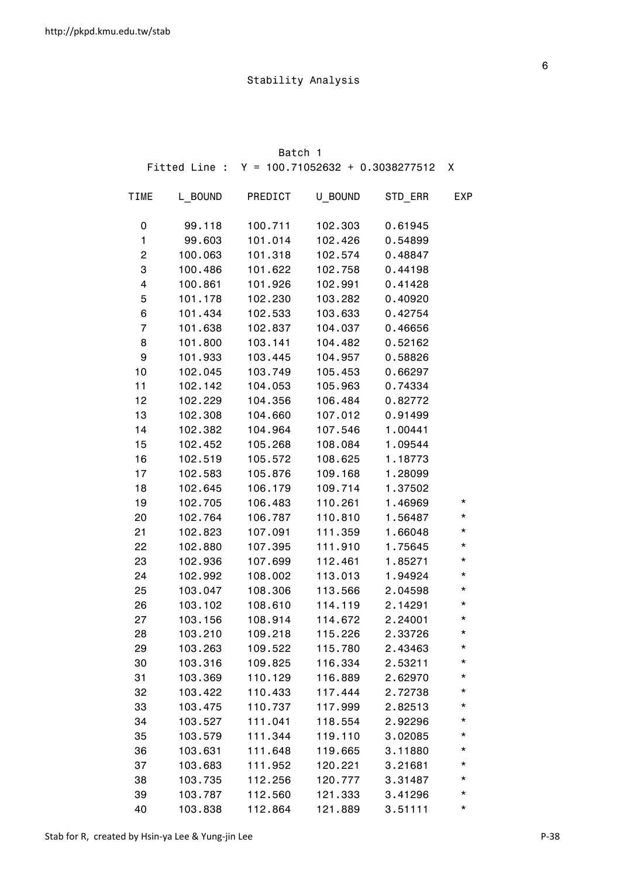## Stability Analysis

### Batch 1

Fitted Line : Y = 100.71052632 + 0.3038277512 X

| TIME | L_BOUND | PREDICT | U_BOUND | STD_ERR | EXP |
|---|---|---|---|---|---|
| 0 | 99.118 | 100.711 | 102.303 | 0.61945 | |
| 1 | 99.603 | 101.014 | 102.426 | 0.54899 | |
| 2 | 100.063 | 101.318 | 102.574 | 0.48847 | |
| 3 | 100.486 | 101.622 | 102.758 | 0.44198 | |
| 4 | 100.861 | 101.926 | 102.991 | 0.41428 | |
| 5 | 101.178 | 102.230 | 103.282 | 0.40920 | |
| 6 | 101.434 | 102.533 | 103.633 | 0.42754 | |
| 7 | 101.638 | 102.837 | 104.037 | 0.46656 | |
| 8 | 101.800 | 103.141 | 104.482 | 0.52162 | |
| 9 | 101.933 | 103.445 | 104.957 | 0.58826 | |
| 10 | 102.045 | 103.749 | 105.453 | 0.66297 | |
| 11 | 102.142 | 104.053 | 105.963 | 0.74334 | |
| 12 | 102.229 | 104.356 | 106.484 | 0.82772 | |
| 13 | 102.308 | 104.660 | 107.012 | 0.91499 | |
| 14 | 102.382 | 104.964 | 107.546 | 1.00441 | |
| 15 | 102.452 | 105.268 | 108.084 | 1.09544 | |
| 16 | 102.519 | 105.572 | 108.625 | 1.18773 | |
| 17 | 102.583 | 105.876 | 109.168 | 1.28099 | |
| 18 | 102.645 | 106.179 | 109.714 | 1.37502 | |
| 19 | 102.705 | 106.483 | 110.261 | 1.46969 | * |
| 20 | 102.764 | 106.787 | 110.810 | 1.56487 | * |
| 21 | 102.823 | 107.091 | 111.359 | 1.66048 | * |
| 22 | 102.880 | 107.395 | 111.910 | 1.75645 | * |
| 23 | 102.936 | 107.699 | 112.461 | 1.85271 | * |
| 24 | 102.992 | 108.002 | 113.013 | 1.94924 | * |
| 25 | 103.047 | 108.306 | 113.566 | 2.04598 | * |
| 26 | 103.102 | 108.610 | 114.119 | 2.14291 | * |
| 27 | 103.156 | 108.914 | 114.672 | 2.24001 | * |
| 28 | 103.210 | 109.218 | 115.226 | 2.33726 | * |
| 29 | 103.263 | 109.522 | 115.780 | 2.43463 | * |
| 30 | 103.316 | 109.825 | 116.334 | 2.53211 | * |
| 31 | 103.369 | 110.129 | 116.889 | 2.62970 | * |
| 32 | 103.422 | 110.433 | 117.444 | 2.72738 | * |
| 33 | 103.475 | 110.737 | 117.999 | 2.82513 | * |
| 34 | 103.527 | 111.041 | 118.554 | 2.92296 | * |
| 35 | 103.579 | 111.344 | 119.110 | 3.02085 | * |
| 36 | 103.631 | 111.648 | 119.665 | 3.11880 | * |
| 37 | 103.683 | 111.952 | 120.221 | 3.21681 | * |
| 38 | 103.735 | 112.256 | 120.777 | 3.31487 | * |
| 39 | 103.787 | 112.560 | 121.333 | 3.41296 | * |
| 40 | 103.838 | 112.864 | 121.889 | 3.51111 | * |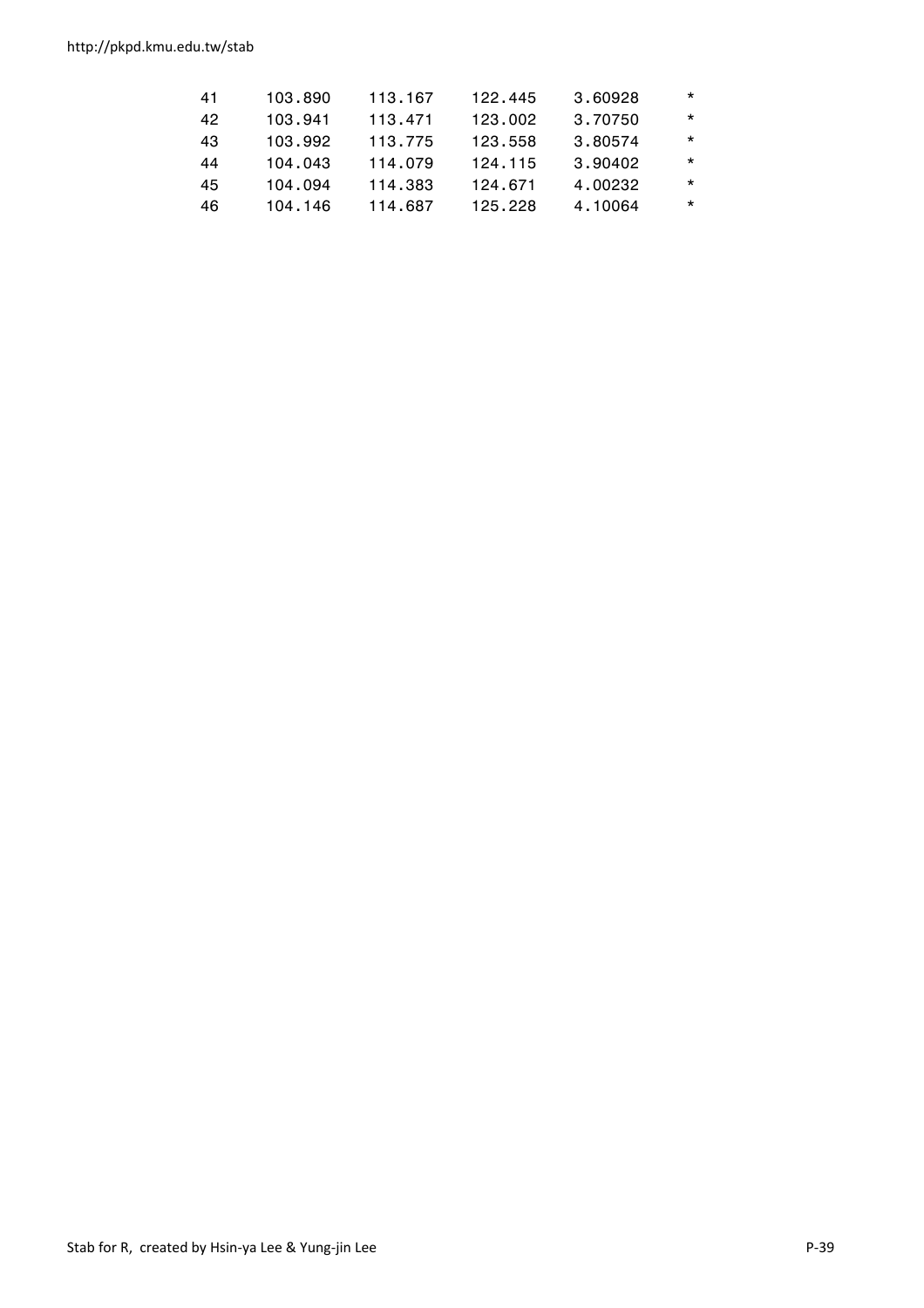```
41      103.890     113.167     122.445     3.60928      *
42      103.941     113.471     123.002     3.70750      *
43      103.992     113.775     123.558     3.80574      *
44      104.043     114.079     124.115     3.90402      *
45      104.094     114.383     124.671     4.00232      *
46      104.146     114.687     125.228     4.10064      *
```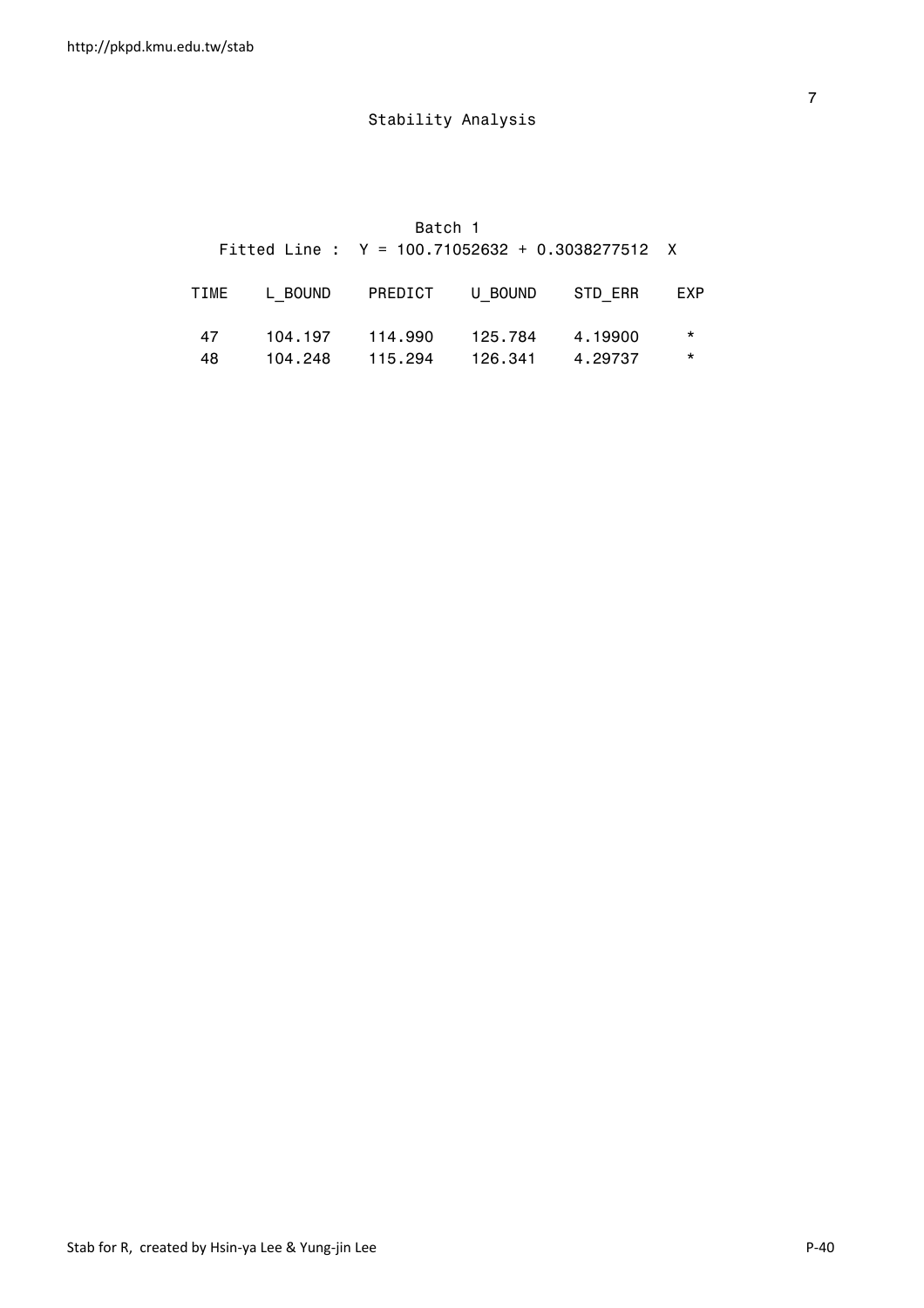Stability Analysis

Batch 1

Fitted Line : Y = 100.71052632 + 0.3038277512 X

| TIME | L_BOUND | PREDICT | U_BOUND | STD_ERR | EXP |
|---|---|---|---|---|---|
| 47 | 104.197 | 114.990 | 125.784 | 4.19900 | * |
| 48 | 104.248 | 115.294 | 126.341 | 4.29737 | * |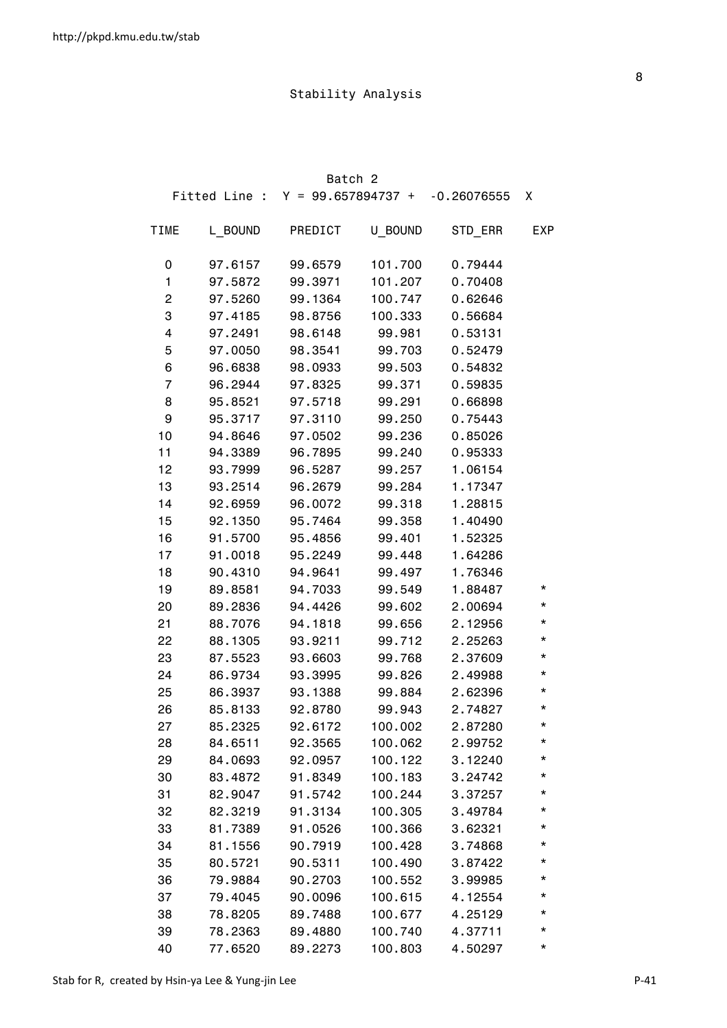# Stability Analysis

## Batch 2

Fitted Line : Y = 99.657894737 + -0.26076555 X

| TIME | L_BOUND | PREDICT | U_BOUND | STD_ERR | EXP |
|---|---|---|---|---|---|
| 0 | 97.6157 | 99.6579 | 101.700 | 0.79444 | |
| 1 | 97.5872 | 99.3971 | 101.207 | 0.70408 | |
| 2 | 97.5260 | 99.1364 | 100.747 | 0.62646 | |
| 3 | 97.4185 | 98.8756 | 100.333 | 0.56684 | |
| 4 | 97.2491 | 98.6148 | 99.981 | 0.53131 | |
| 5 | 97.0050 | 98.3541 | 99.703 | 0.52479 | |
| 6 | 96.6838 | 98.0933 | 99.503 | 0.54832 | |
| 7 | 96.2944 | 97.8325 | 99.371 | 0.59835 | |
| 8 | 95.8521 | 97.5718 | 99.291 | 0.66898 | |
| 9 | 95.3717 | 97.3110 | 99.250 | 0.75443 | |
| 10 | 94.8646 | 97.0502 | 99.236 | 0.85026 | |
| 11 | 94.3389 | 96.7895 | 99.240 | 0.95333 | |
| 12 | 93.7999 | 96.5287 | 99.257 | 1.06154 | |
| 13 | 93.2514 | 96.2679 | 99.284 | 1.17347 | |
| 14 | 92.6959 | 96.0072 | 99.318 | 1.28815 | |
| 15 | 92.1350 | 95.7464 | 99.358 | 1.40490 | |
| 16 | 91.5700 | 95.4856 | 99.401 | 1.52325 | |
| 17 | 91.0018 | 95.2249 | 99.448 | 1.64286 | |
| 18 | 90.4310 | 94.9641 | 99.497 | 1.76346 | |
| 19 | 89.8581 | 94.7033 | 99.549 | 1.88487 | * |
| 20 | 89.2836 | 94.4426 | 99.602 | 2.00694 | * |
| 21 | 88.7076 | 94.1818 | 99.656 | 2.12956 | * |
| 22 | 88.1305 | 93.9211 | 99.712 | 2.25263 | * |
| 23 | 87.5523 | 93.6603 | 99.768 | 2.37609 | * |
| 24 | 86.9734 | 93.3995 | 99.826 | 2.49988 | * |
| 25 | 86.3937 | 93.1388 | 99.884 | 2.62396 | * |
| 26 | 85.8133 | 92.8780 | 99.943 | 2.74827 | * |
| 27 | 85.2325 | 92.6172 | 100.002 | 2.87280 | * |
| 28 | 84.6511 | 92.3565 | 100.062 | 2.99752 | * |
| 29 | 84.0693 | 92.0957 | 100.122 | 3.12240 | * |
| 30 | 83.4872 | 91.8349 | 100.183 | 3.24742 | * |
| 31 | 82.9047 | 91.5742 | 100.244 | 3.37257 | * |
| 32 | 82.3219 | 91.3134 | 100.305 | 3.49784 | * |
| 33 | 81.7389 | 91.0526 | 100.366 | 3.62321 | * |
| 34 | 81.1556 | 90.7919 | 100.428 | 3.74868 | * |
| 35 | 80.5721 | 90.5311 | 100.490 | 3.87422 | * |
| 36 | 79.9884 | 90.2703 | 100.552 | 3.99985 | * |
| 37 | 79.4045 | 90.0096 | 100.615 | 4.12554 | * |
| 38 | 78.8205 | 89.7488 | 100.677 | 4.25129 | * |
| 39 | 78.2363 | 89.4880 | 100.740 | 4.37711 | * |
| 40 | 77.6520 | 89.2273 | 100.803 | 4.50297 | * |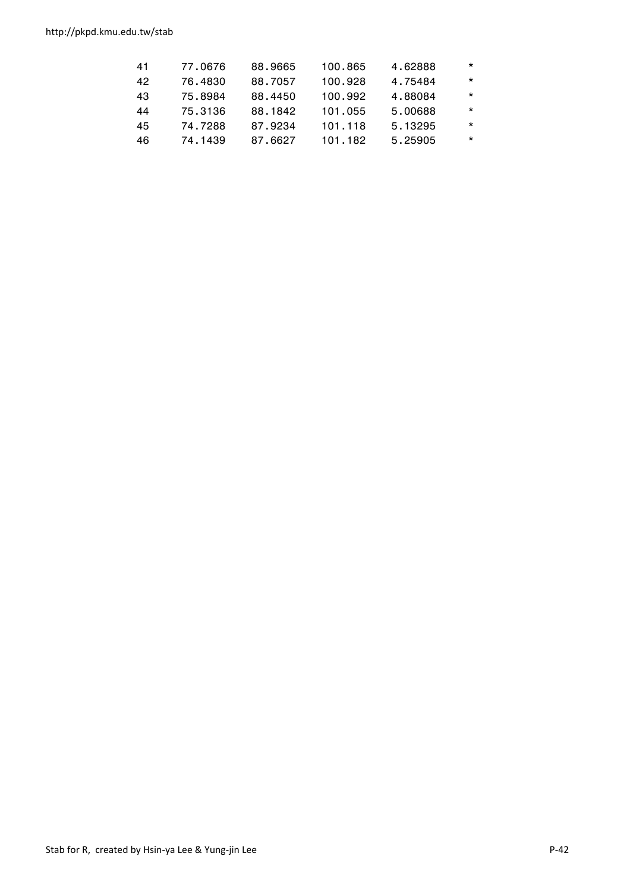```
 41     77.0676    88.9665    100.865    4.62888      *
 42     76.4830    88.7057    100.928    4.75484      *
 43     75.8984    88.4450    100.992    4.88084      *
 44     75.3136    88.1842    101.055    5.00688      *
 45     74.7288    87.9234    101.118    5.13295      *
 46     74.1439    87.6627    101.182    5.25905      *
```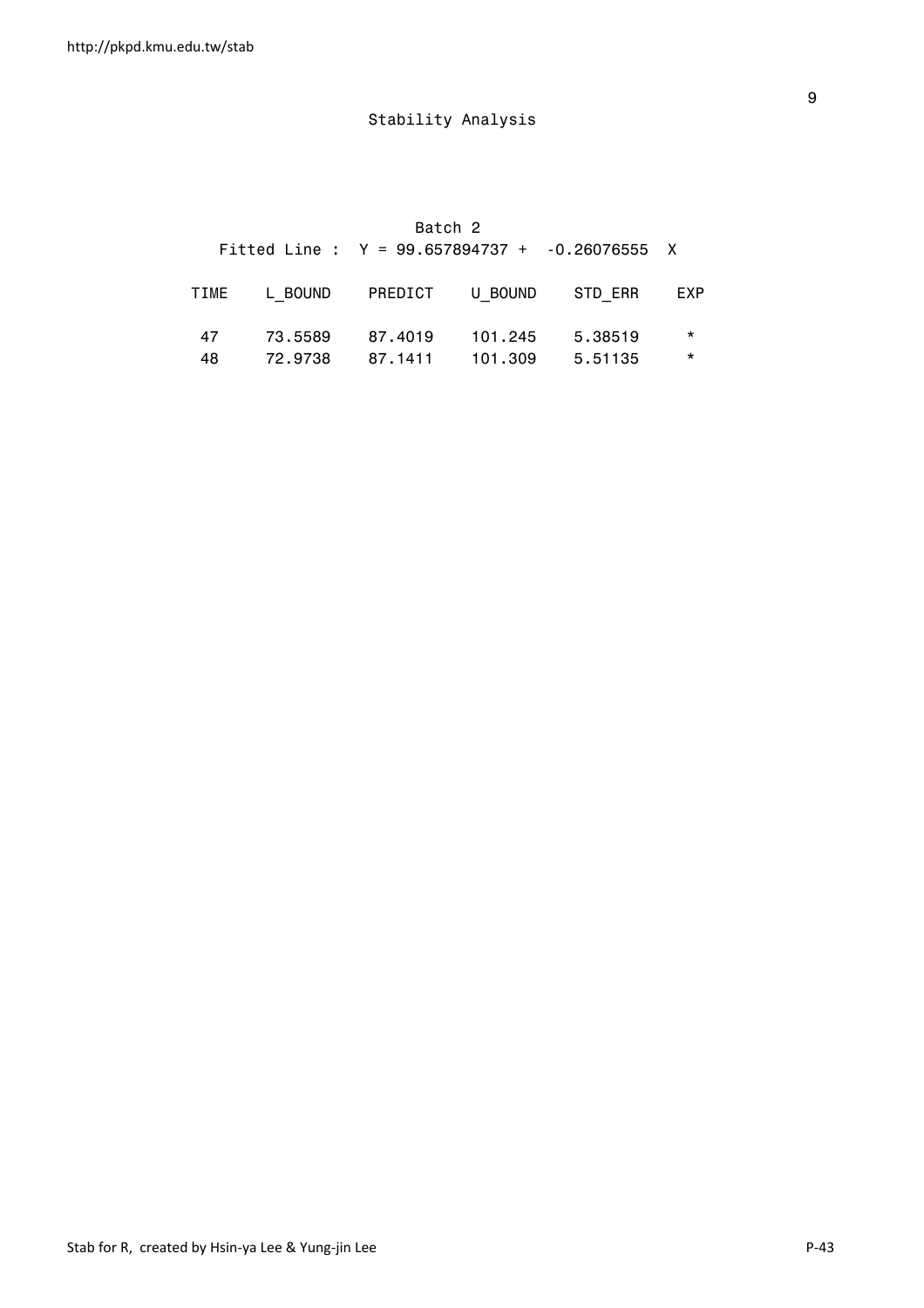## Stability Analysis

### Batch 2

Fitted Line : Y = 99.657894737 + -0.26076555 X

| TIME | L_BOUND | PREDICT | U_BOUND | STD_ERR | EXP |
|---|---|---|---|---|---|
| 47 | 73.5589 | 87.4019 | 101.245 | 5.38519 | * |
| 48 | 72.9738 | 87.1411 | 101.309 | 5.51135 | * |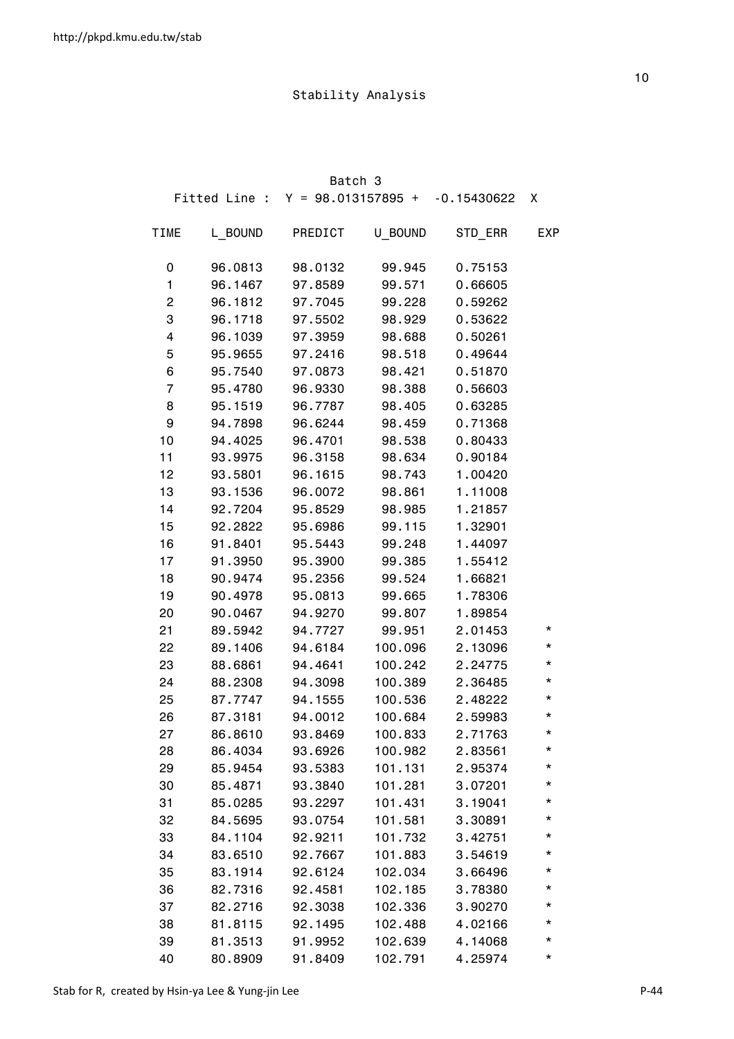Stability Analysis

Batch 3

Fitted Line : Y = 98.013157895 + -0.15430622 X

| TIME | L_BOUND | PREDICT | U_BOUND | STD_ERR | EXP |
|---|---|---|---|---|---|
| 0 | 96.0813 | 98.0132 | 99.945 | 0.75153 | |
| 1 | 96.1467 | 97.8589 | 99.571 | 0.66605 | |
| 2 | 96.1812 | 97.7045 | 99.228 | 0.59262 | |
| 3 | 96.1718 | 97.5502 | 98.929 | 0.53622 | |
| 4 | 96.1039 | 97.3959 | 98.688 | 0.50261 | |
| 5 | 95.9655 | 97.2416 | 98.518 | 0.49644 | |
| 6 | 95.7540 | 97.0873 | 98.421 | 0.51870 | |
| 7 | 95.4780 | 96.9330 | 98.388 | 0.56603 | |
| 8 | 95.1519 | 96.7787 | 98.405 | 0.63285 | |
| 9 | 94.7898 | 96.6244 | 98.459 | 0.71368 | |
| 10 | 94.4025 | 96.4701 | 98.538 | 0.80433 | |
| 11 | 93.9975 | 96.3158 | 98.634 | 0.90184 | |
| 12 | 93.5801 | 96.1615 | 98.743 | 1.00420 | |
| 13 | 93.1536 | 96.0072 | 98.861 | 1.11008 | |
| 14 | 92.7204 | 95.8529 | 98.985 | 1.21857 | |
| 15 | 92.2822 | 95.6986 | 99.115 | 1.32901 | |
| 16 | 91.8401 | 95.5443 | 99.248 | 1.44097 | |
| 17 | 91.3950 | 95.3900 | 99.385 | 1.55412 | |
| 18 | 90.9474 | 95.2356 | 99.524 | 1.66821 | |
| 19 | 90.4978 | 95.0813 | 99.665 | 1.78306 | |
| 20 | 90.0467 | 94.9270 | 99.807 | 1.89854 | |
| 21 | 89.5942 | 94.7727 | 99.951 | 2.01453 | * |
| 22 | 89.1406 | 94.6184 | 100.096 | 2.13096 | * |
| 23 | 88.6861 | 94.4641 | 100.242 | 2.24775 | * |
| 24 | 88.2308 | 94.3098 | 100.389 | 2.36485 | * |
| 25 | 87.7747 | 94.1555 | 100.536 | 2.48222 | * |
| 26 | 87.3181 | 94.0012 | 100.684 | 2.59983 | * |
| 27 | 86.8610 | 93.8469 | 100.833 | 2.71763 | * |
| 28 | 86.4034 | 93.6926 | 100.982 | 2.83561 | * |
| 29 | 85.9454 | 93.5383 | 101.131 | 2.95374 | * |
| 30 | 85.4871 | 93.3840 | 101.281 | 3.07201 | * |
| 31 | 85.0285 | 93.2297 | 101.431 | 3.19041 | * |
| 32 | 84.5695 | 93.0754 | 101.581 | 3.30891 | * |
| 33 | 84.1104 | 92.9211 | 101.732 | 3.42751 | * |
| 34 | 83.6510 | 92.7667 | 101.883 | 3.54619 | * |
| 35 | 83.1914 | 92.6124 | 102.034 | 3.66496 | * |
| 36 | 82.7316 | 92.4581 | 102.185 | 3.78380 | * |
| 37 | 82.2716 | 92.3038 | 102.336 | 3.90270 | * |
| 38 | 81.8115 | 92.1495 | 102.488 | 4.02166 | * |
| 39 | 81.3513 | 91.9952 | 102.639 | 4.14068 | * |
| 40 | 80.8909 | 91.8409 | 102.791 | 4.25974 | * |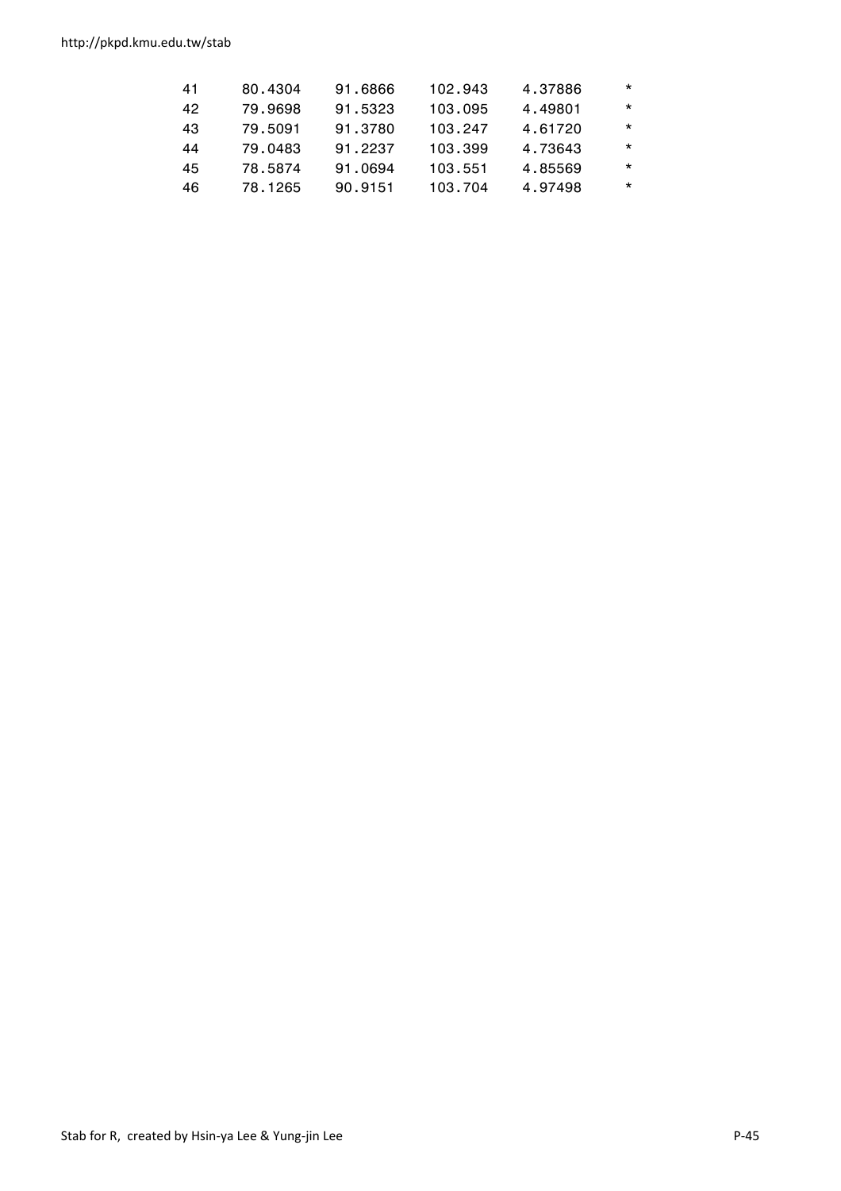```
41     80.4304    91.6866    102.943    4.37886     *
42     79.9698    91.5323    103.095    4.49801     *
43     79.5091    91.3780    103.247    4.61720     *
44     79.0483    91.2237    103.399    4.73643     *
45     78.5874    91.0694    103.551    4.85569     *
46     78.1265    90.9151    103.704    4.97498     *
```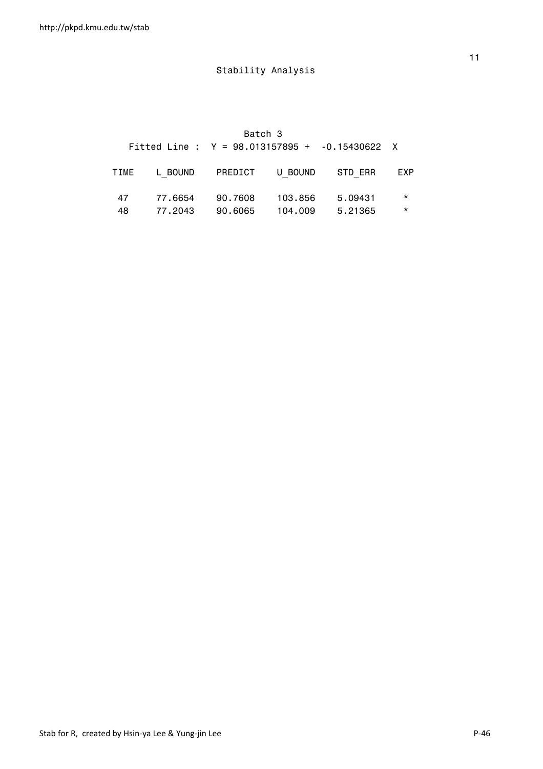## Stability Analysis

Batch 3

Fitted Line : Y = 98.013157895 + -0.15430622 X

| TIME | L_BOUND | PREDICT | U_BOUND | STD_ERR | EXP |
|---|---|---|---|---|---|
| 47 | 77.6654 | 90.7608 | 103.856 | 5.09431 | * |
| 48 | 77.2043 | 90.6065 | 104.009 | 5.21365 | * |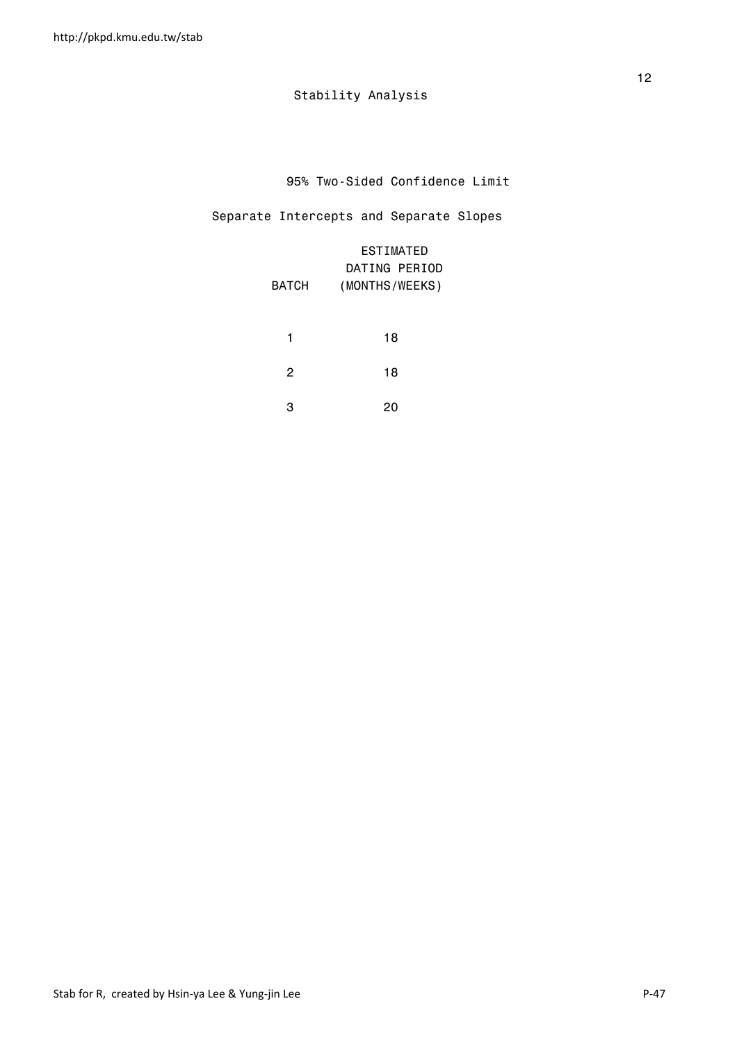Stability Analysis

95% Two-Sided Confidence Limit

Separate Intercepts and Separate Slopes

| BATCH | ESTIMATED DATING PERIOD (MONTHS/WEEKS) |
|---|---|
| 1 | 18 |
| 2 | 18 |
| 3 | 20 |